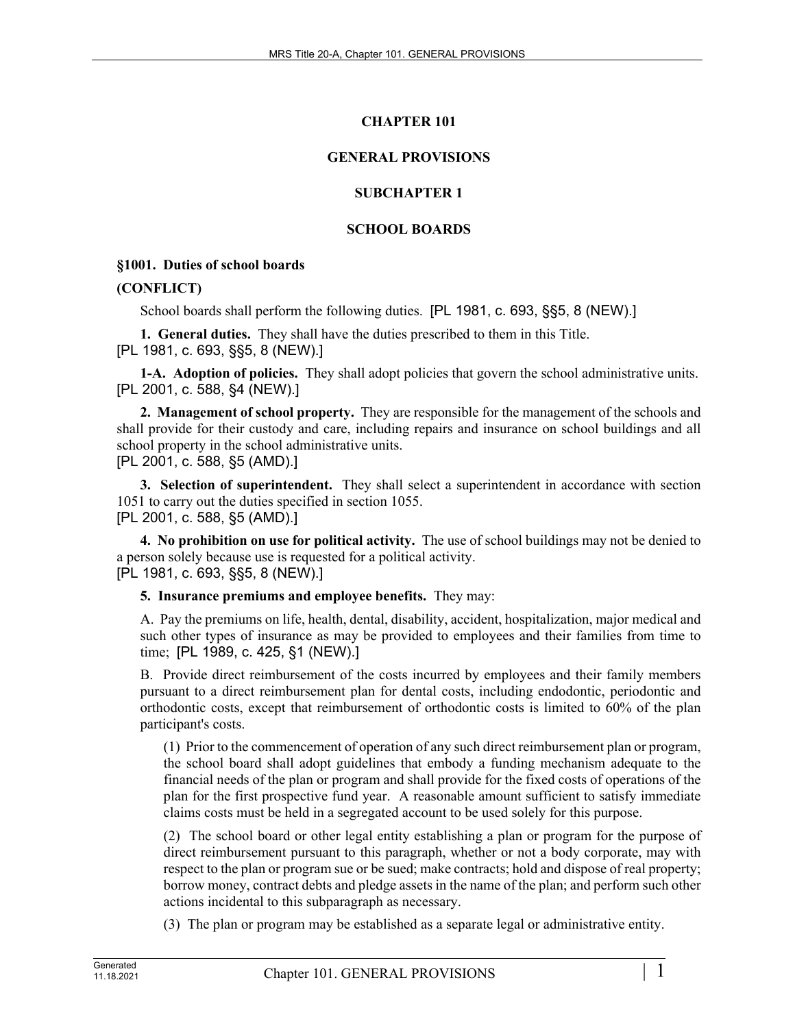# CHAPTER 101

# GENERAL PROVISIONS

## SUBCHAPTER 1

## SCHOOL BOARDS

### §1001. Duties of school boards

**(CONFLICT)**

School boards shall perform the following duties. [PL 1981, c. 693, §§5, 8 (NEW).]

**1. General duties.** They shall have the duties prescribed to them in this Title.
[PL 1981, c. 693, §§5, 8 (NEW).]

**1-A. Adoption of policies.** They shall adopt policies that govern the school administrative units.
[PL 2001, c. 588, §4 (NEW).]

**2. Management of school property.** They are responsible for the management of the schools and shall provide for their custody and care, including repairs and insurance on school buildings and all school property in the school administrative units.
[PL 2001, c. 588, §5 (AMD).]

**3. Selection of superintendent.** They shall select a superintendent in accordance with section 1051 to carry out the duties specified in section 1055.
[PL 2001, c. 588, §5 (AMD).]

**4. No prohibition on use for political activity.** The use of school buildings may not be denied to a person solely because use is requested for a political activity.
[PL 1981, c. 693, §§5, 8 (NEW).]

**5. Insurance premiums and employee benefits.** They may:

A. Pay the premiums on life, health, dental, disability, accident, hospitalization, major medical and such other types of insurance as may be provided to employees and their families from time to time; [PL 1989, c. 425, §1 (NEW).]

B. Provide direct reimbursement of the costs incurred by employees and their family members pursuant to a direct reimbursement plan for dental costs, including endodontic, periodontic and orthodontic costs, except that reimbursement of orthodontic costs is limited to 60% of the plan participant's costs.

(1) Prior to the commencement of operation of any such direct reimbursement plan or program, the school board shall adopt guidelines that embody a funding mechanism adequate to the financial needs of the plan or program and shall provide for the fixed costs of operations of the plan for the first prospective fund year. A reasonable amount sufficient to satisfy immediate claims costs must be held in a segregated account to be used solely for this purpose.

(2) The school board or other legal entity establishing a plan or program for the purpose of direct reimbursement pursuant to this paragraph, whether or not a body corporate, may with respect to the plan or program sue or be sued; make contracts; hold and dispose of real property; borrow money, contract debts and pledge assets in the name of the plan; and perform such other actions incidental to this subparagraph as necessary.

(3) The plan or program may be established as a separate legal or administrative entity.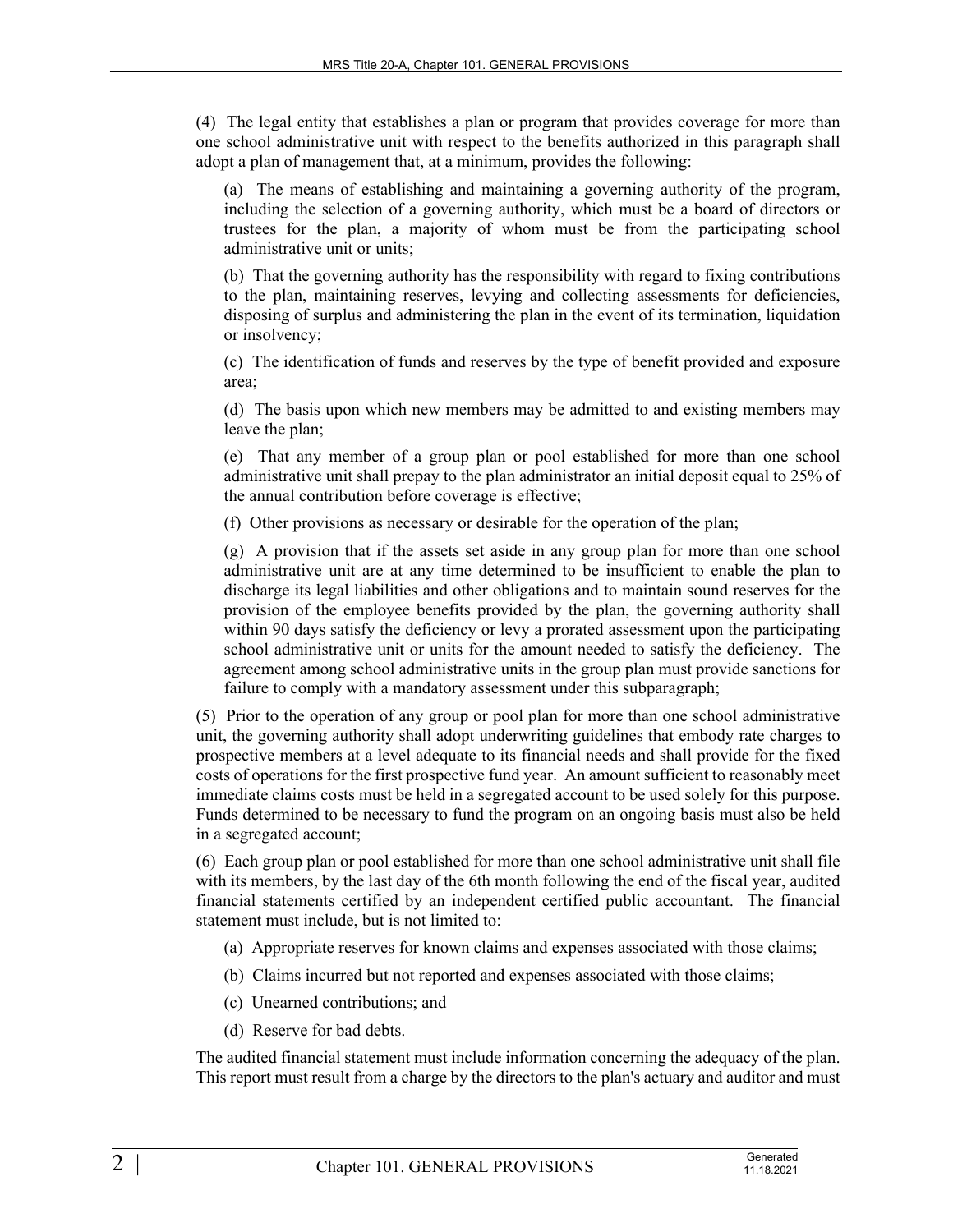(4) The legal entity that establishes a plan or program that provides coverage for more than one school administrative unit with respect to the benefits authorized in this paragraph shall adopt a plan of management that, at a minimum, provides the following:

(a) The means of establishing and maintaining a governing authority of the program, including the selection of a governing authority, which must be a board of directors or trustees for the plan, a majority of whom must be from the participating school administrative unit or units;

(b) That the governing authority has the responsibility with regard to fixing contributions to the plan, maintaining reserves, levying and collecting assessments for deficiencies, disposing of surplus and administering the plan in the event of its termination, liquidation or insolvency;

(c) The identification of funds and reserves by the type of benefit provided and exposure area;

(d) The basis upon which new members may be admitted to and existing members may leave the plan;

(e) That any member of a group plan or pool established for more than one school administrative unit shall prepay to the plan administrator an initial deposit equal to 25% of the annual contribution before coverage is effective;

(f) Other provisions as necessary or desirable for the operation of the plan;

(g) A provision that if the assets set aside in any group plan for more than one school administrative unit are at any time determined to be insufficient to enable the plan to discharge its legal liabilities and other obligations and to maintain sound reserves for the provision of the employee benefits provided by the plan, the governing authority shall within 90 days satisfy the deficiency or levy a prorated assessment upon the participating school administrative unit or units for the amount needed to satisfy the deficiency. The agreement among school administrative units in the group plan must provide sanctions for failure to comply with a mandatory assessment under this subparagraph;

(5) Prior to the operation of any group or pool plan for more than one school administrative unit, the governing authority shall adopt underwriting guidelines that embody rate charges to prospective members at a level adequate to its financial needs and shall provide for the fixed costs of operations for the first prospective fund year. An amount sufficient to reasonably meet immediate claims costs must be held in a segregated account to be used solely for this purpose. Funds determined to be necessary to fund the program on an ongoing basis must also be held in a segregated account;

(6) Each group plan or pool established for more than one school administrative unit shall file with its members, by the last day of the 6th month following the end of the fiscal year, audited financial statements certified by an independent certified public accountant. The financial statement must include, but is not limited to:

(a) Appropriate reserves for known claims and expenses associated with those claims;

(b) Claims incurred but not reported and expenses associated with those claims;

(c) Unearned contributions; and

(d) Reserve for bad debts.

The audited financial statement must include information concerning the adequacy of the plan. This report must result from a charge by the directors to the plan's actuary and auditor and must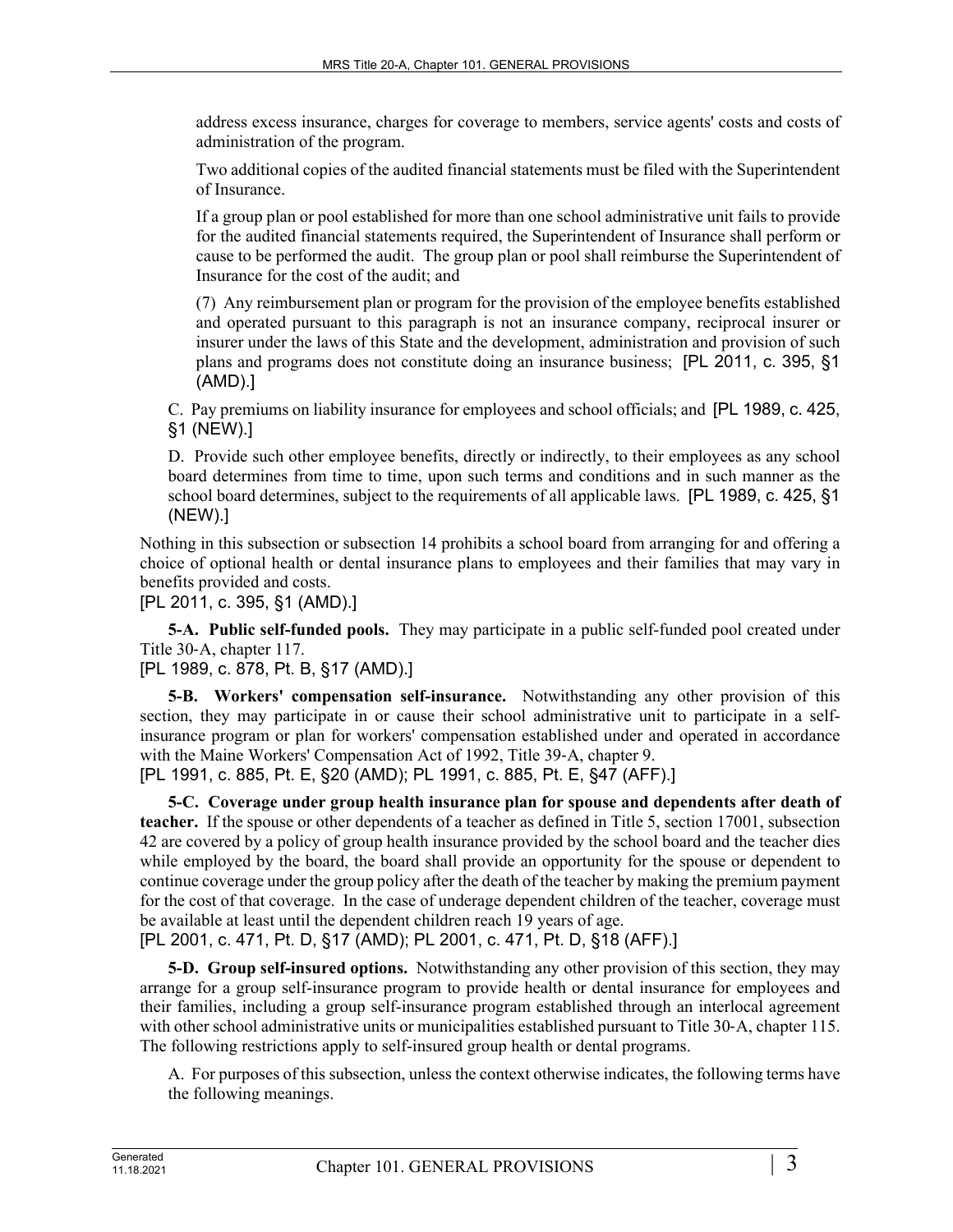address excess insurance, charges for coverage to members, service agents' costs and costs of administration of the program.

Two additional copies of the audited financial statements must be filed with the Superintendent of Insurance.

If a group plan or pool established for more than one school administrative unit fails to provide for the audited financial statements required, the Superintendent of Insurance shall perform or cause to be performed the audit. The group plan or pool shall reimburse the Superintendent of Insurance for the cost of the audit; and

(7) Any reimbursement plan or program for the provision of the employee benefits established and operated pursuant to this paragraph is not an insurance company, reciprocal insurer or insurer under the laws of this State and the development, administration and provision of such plans and programs does not constitute doing an insurance business; [PL 2011, c. 395, §1 (AMD).]

C. Pay premiums on liability insurance for employees and school officials; and [PL 1989, c. 425, §1 (NEW).]

D. Provide such other employee benefits, directly or indirectly, to their employees as any school board determines from time to time, upon such terms and conditions and in such manner as the school board determines, subject to the requirements of all applicable laws. [PL 1989, c. 425, §1 (NEW).]

Nothing in this subsection or subsection 14 prohibits a school board from arranging for and offering a choice of optional health or dental insurance plans to employees and their families that may vary in benefits provided and costs.

[PL 2011, c. 395, §1 (AMD).]

**5-A. Public self-funded pools.** They may participate in a public self-funded pool created under Title 30-A, chapter 117.

[PL 1989, c. 878, Pt. B, §17 (AMD).]

**5-B. Workers' compensation self-insurance.** Notwithstanding any other provision of this section, they may participate in or cause their school administrative unit to participate in a self-insurance program or plan for workers' compensation established under and operated in accordance with the Maine Workers' Compensation Act of 1992, Title 39-A, chapter 9.

[PL 1991, c. 885, Pt. E, §20 (AMD); PL 1991, c. 885, Pt. E, §47 (AFF).]

**5-C. Coverage under group health insurance plan for spouse and dependents after death of teacher.** If the spouse or other dependents of a teacher as defined in Title 5, section 17001, subsection 42 are covered by a policy of group health insurance provided by the school board and the teacher dies while employed by the board, the board shall provide an opportunity for the spouse or dependent to continue coverage under the group policy after the death of the teacher by making the premium payment for the cost of that coverage. In the case of underage dependent children of the teacher, coverage must be available at least until the dependent children reach 19 years of age.

[PL 2001, c. 471, Pt. D, §17 (AMD); PL 2001, c. 471, Pt. D, §18 (AFF).]

**5-D. Group self-insured options.** Notwithstanding any other provision of this section, they may arrange for a group self-insurance program to provide health or dental insurance for employees and their families, including a group self-insurance program established through an interlocal agreement with other school administrative units or municipalities established pursuant to Title 30-A, chapter 115. The following restrictions apply to self-insured group health or dental programs.

A. For purposes of this subsection, unless the context otherwise indicates, the following terms have the following meanings.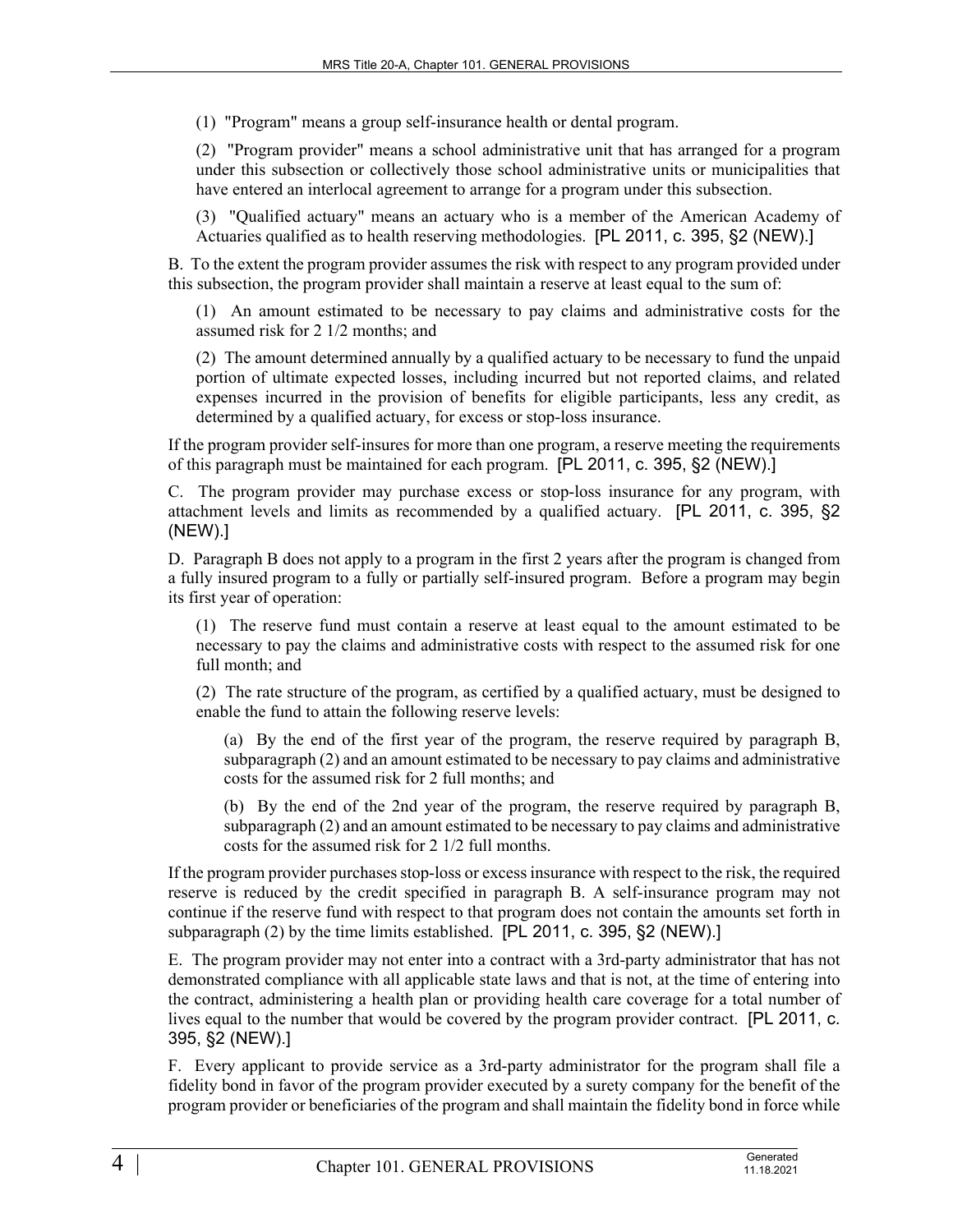(1) "Program" means a group self-insurance health or dental program.

(2) "Program provider" means a school administrative unit that has arranged for a program under this subsection or collectively those school administrative units or municipalities that have entered an interlocal agreement to arrange for a program under this subsection.

(3) "Qualified actuary" means an actuary who is a member of the American Academy of Actuaries qualified as to health reserving methodologies. [PL 2011, c. 395, §2 (NEW).]

B. To the extent the program provider assumes the risk with respect to any program provided under this subsection, the program provider shall maintain a reserve at least equal to the sum of:

(1) An amount estimated to be necessary to pay claims and administrative costs for the assumed risk for 2 1/2 months; and

(2) The amount determined annually by a qualified actuary to be necessary to fund the unpaid portion of ultimate expected losses, including incurred but not reported claims, and related expenses incurred in the provision of benefits for eligible participants, less any credit, as determined by a qualified actuary, for excess or stop-loss insurance.

If the program provider self-insures for more than one program, a reserve meeting the requirements of this paragraph must be maintained for each program. [PL 2011, c. 395, §2 (NEW).]

C. The program provider may purchase excess or stop-loss insurance for any program, with attachment levels and limits as recommended by a qualified actuary. [PL 2011, c. 395, §2 (NEW).]

D. Paragraph B does not apply to a program in the first 2 years after the program is changed from a fully insured program to a fully or partially self-insured program. Before a program may begin its first year of operation:

(1) The reserve fund must contain a reserve at least equal to the amount estimated to be necessary to pay the claims and administrative costs with respect to the assumed risk for one full month; and

(2) The rate structure of the program, as certified by a qualified actuary, must be designed to enable the fund to attain the following reserve levels:

(a) By the end of the first year of the program, the reserve required by paragraph B, subparagraph (2) and an amount estimated to be necessary to pay claims and administrative costs for the assumed risk for 2 full months; and

(b) By the end of the 2nd year of the program, the reserve required by paragraph B, subparagraph (2) and an amount estimated to be necessary to pay claims and administrative costs for the assumed risk for 2 1/2 full months.

If the program provider purchases stop-loss or excess insurance with respect to the risk, the required reserve is reduced by the credit specified in paragraph B. A self-insurance program may not continue if the reserve fund with respect to that program does not contain the amounts set forth in subparagraph (2) by the time limits established. [PL 2011, c. 395, §2 (NEW).]

E. The program provider may not enter into a contract with a 3rd-party administrator that has not demonstrated compliance with all applicable state laws and that is not, at the time of entering into the contract, administering a health plan or providing health care coverage for a total number of lives equal to the number that would be covered by the program provider contract. [PL 2011, c. 395, §2 (NEW).]

F. Every applicant to provide service as a 3rd-party administrator for the program shall file a fidelity bond in favor of the program provider executed by a surety company for the benefit of the program provider or beneficiaries of the program and shall maintain the fidelity bond in force while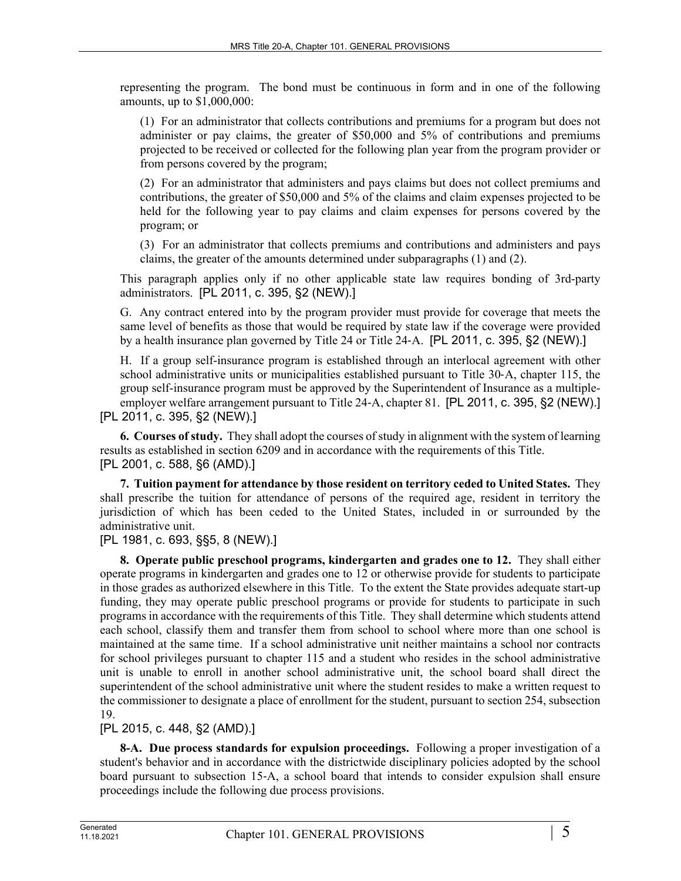representing the program. The bond must be continuous in form and in one of the following amounts, up to $1,000,000:

(1) For an administrator that collects contributions and premiums for a program but does not administer or pay claims, the greater of $50,000 and 5% of contributions and premiums projected to be received or collected for the following plan year from the program provider or from persons covered by the program;

(2) For an administrator that administers and pays claims but does not collect premiums and contributions, the greater of $50,000 and 5% of the claims and claim expenses projected to be held for the following year to pay claims and claim expenses for persons covered by the program; or

(3) For an administrator that collects premiums and contributions and administers and pays claims, the greater of the amounts determined under subparagraphs (1) and (2).

This paragraph applies only if no other applicable state law requires bonding of 3rd-party administrators. [PL 2011, c. 395, §2 (NEW).]

G. Any contract entered into by the program provider must provide for coverage that meets the same level of benefits as those that would be required by state law if the coverage were provided by a health insurance plan governed by Title 24 or Title 24-A. [PL 2011, c. 395, §2 (NEW).]

H. If a group self-insurance program is established through an interlocal agreement with other school administrative units or municipalities established pursuant to Title 30-A, chapter 115, the group self-insurance program must be approved by the Superintendent of Insurance as a multiple-employer welfare arrangement pursuant to Title 24-A, chapter 81. [PL 2011, c. 395, §2 (NEW).]

[PL 2011, c. 395, §2 (NEW).]

**6. Courses of study.** They shall adopt the courses of study in alignment with the system of learning results as established in section 6209 and in accordance with the requirements of this Title.
[PL 2001, c. 588, §6 (AMD).]

**7. Tuition payment for attendance by those resident on territory ceded to United States.** They shall prescribe the tuition for attendance of persons of the required age, resident in territory the jurisdiction of which has been ceded to the United States, included in or surrounded by the administrative unit.
[PL 1981, c. 693, §§5, 8 (NEW).]

**8. Operate public preschool programs, kindergarten and grades one to 12.** They shall either operate programs in kindergarten and grades one to 12 or otherwise provide for students to participate in those grades as authorized elsewhere in this Title. To the extent the State provides adequate start-up funding, they may operate public preschool programs or provide for students to participate in such programs in accordance with the requirements of this Title. They shall determine which students attend each school, classify them and transfer them from school to school where more than one school is maintained at the same time. If a school administrative unit neither maintains a school nor contracts for school privileges pursuant to chapter 115 and a student who resides in the school administrative unit is unable to enroll in another school administrative unit, the school board shall direct the superintendent of the school administrative unit where the student resides to make a written request to the commissioner to designate a place of enrollment for the student, pursuant to section 254, subsection 19.
[PL 2015, c. 448, §2 (AMD).]

**8-A. Due process standards for expulsion proceedings.** Following a proper investigation of a student's behavior and in accordance with the districtwide disciplinary policies adopted by the school board pursuant to subsection 15-A, a school board that intends to consider expulsion shall ensure proceedings include the following due process provisions.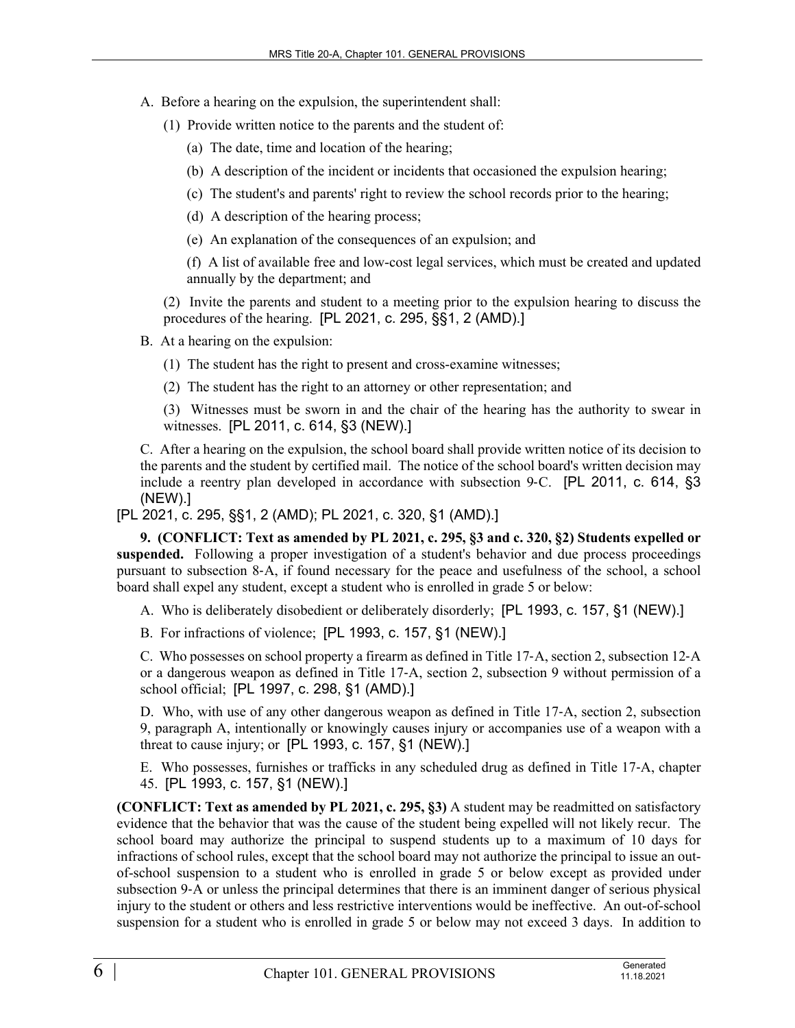A. Before a hearing on the expulsion, the superintendent shall:

(1) Provide written notice to the parents and the student of:

(a) The date, time and location of the hearing;

(b) A description of the incident or incidents that occasioned the expulsion hearing;

(c) The student's and parents' right to review the school records prior to the hearing;

(d) A description of the hearing process;

(e) An explanation of the consequences of an expulsion; and

(f) A list of available free and low-cost legal services, which must be created and updated annually by the department; and

(2) Invite the parents and student to a meeting prior to the expulsion hearing to discuss the procedures of the hearing. [PL 2021, c. 295, §§1, 2 (AMD).]

B. At a hearing on the expulsion:

(1) The student has the right to present and cross-examine witnesses;

(2) The student has the right to an attorney or other representation; and

(3) Witnesses must be sworn in and the chair of the hearing has the authority to swear in witnesses. [PL 2011, c. 614, §3 (NEW).]

C. After a hearing on the expulsion, the school board shall provide written notice of its decision to the parents and the student by certified mail. The notice of the school board's written decision may include a reentry plan developed in accordance with subsection 9-C. [PL 2011, c. 614, §3 (NEW).]

[PL 2021, c. 295, §§1, 2 (AMD); PL 2021, c. 320, §1 (AMD).]

**9. (CONFLICT: Text as amended by PL 2021, c. 295, §3 and c. 320, §2) Students expelled or suspended.** Following a proper investigation of a student's behavior and due process proceedings pursuant to subsection 8-A, if found necessary for the peace and usefulness of the school, a school board shall expel any student, except a student who is enrolled in grade 5 or below:

A. Who is deliberately disobedient or deliberately disorderly; [PL 1993, c. 157, §1 (NEW).]

B. For infractions of violence; [PL 1993, c. 157, §1 (NEW).]

C. Who possesses on school property a firearm as defined in Title 17-A, section 2, subsection 12-A or a dangerous weapon as defined in Title 17-A, section 2, subsection 9 without permission of a school official; [PL 1997, c. 298, §1 (AMD).]

D. Who, with use of any other dangerous weapon as defined in Title 17-A, section 2, subsection 9, paragraph A, intentionally or knowingly causes injury or accompanies use of a weapon with a threat to cause injury; or [PL 1993, c. 157, §1 (NEW).]

E. Who possesses, furnishes or trafficks in any scheduled drug as defined in Title 17-A, chapter 45. [PL 1993, c. 157, §1 (NEW).]

**(CONFLICT: Text as amended by PL 2021, c. 295, §3)** A student may be readmitted on satisfactory evidence that the behavior that was the cause of the student being expelled will not likely recur. The school board may authorize the principal to suspend students up to a maximum of 10 days for infractions of school rules, except that the school board may not authorize the principal to issue an out-of-school suspension to a student who is enrolled in grade 5 or below except as provided under subsection 9-A or unless the principal determines that there is an imminent danger of serious physical injury to the student or others and less restrictive interventions would be ineffective. An out-of-school suspension for a student who is enrolled in grade 5 or below may not exceed 3 days. In addition to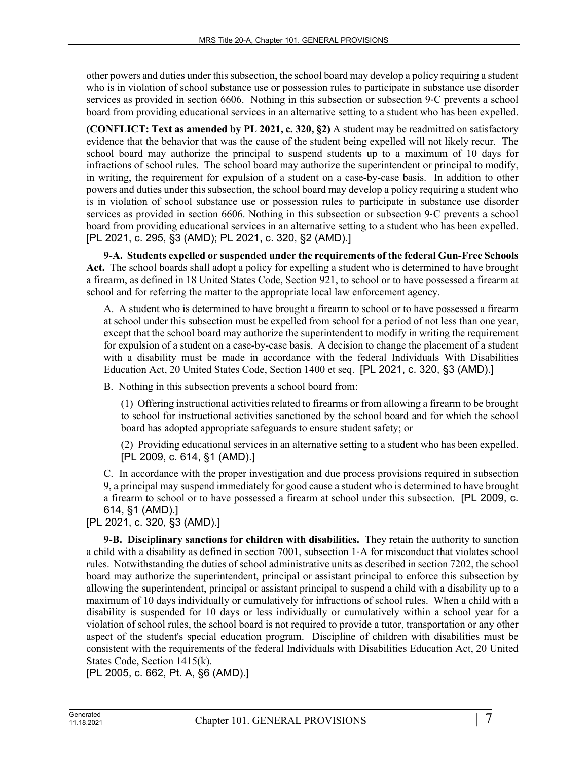other powers and duties under this subsection, the school board may develop a policy requiring a student who is in violation of school substance use or possession rules to participate in substance use disorder services as provided in section 6606. Nothing in this subsection or subsection 9‑C prevents a school board from providing educational services in an alternative setting to a student who has been expelled.

**(CONFLICT: Text as amended by PL 2021, c. 320, §2)** A student may be readmitted on satisfactory evidence that the behavior that was the cause of the student being expelled will not likely recur. The school board may authorize the principal to suspend students up to a maximum of 10 days for infractions of school rules. The school board may authorize the superintendent or principal to modify, in writing, the requirement for expulsion of a student on a case-by-case basis. In addition to other powers and duties under this subsection, the school board may develop a policy requiring a student who is in violation of school substance use or possession rules to participate in substance use disorder services as provided in section 6606. Nothing in this subsection or subsection 9‑C prevents a school board from providing educational services in an alternative setting to a student who has been expelled. [PL 2021, c. 295, §3 (AMD); PL 2021, c. 320, §2 (AMD).]

**9-A. Students expelled or suspended under the requirements of the federal Gun-Free Schools Act.** The school boards shall adopt a policy for expelling a student who is determined to have brought a firearm, as defined in 18 United States Code, Section 921, to school or to have possessed a firearm at school and for referring the matter to the appropriate local law enforcement agency.

A. A student who is determined to have brought a firearm to school or to have possessed a firearm at school under this subsection must be expelled from school for a period of not less than one year, except that the school board may authorize the superintendent to modify in writing the requirement for expulsion of a student on a case-by-case basis. A decision to change the placement of a student with a disability must be made in accordance with the federal Individuals With Disabilities Education Act, 20 United States Code, Section 1400 et seq. [PL 2021, c. 320, §3 (AMD).]

B. Nothing in this subsection prevents a school board from:

(1) Offering instructional activities related to firearms or from allowing a firearm to be brought to school for instructional activities sanctioned by the school board and for which the school board has adopted appropriate safeguards to ensure student safety; or

(2) Providing educational services in an alternative setting to a student who has been expelled. [PL 2009, c. 614, §1 (AMD).]

C. In accordance with the proper investigation and due process provisions required in subsection 9, a principal may suspend immediately for good cause a student who is determined to have brought a firearm to school or to have possessed a firearm at school under this subsection. [PL 2009, c. 614, §1 (AMD).]

[PL 2021, c. 320, §3 (AMD).]

**9-B. Disciplinary sanctions for children with disabilities.** They retain the authority to sanction a child with a disability as defined in section 7001, subsection 1‑A for misconduct that violates school rules. Notwithstanding the duties of school administrative units as described in section 7202, the school board may authorize the superintendent, principal or assistant principal to enforce this subsection by allowing the superintendent, principal or assistant principal to suspend a child with a disability up to a maximum of 10 days individually or cumulatively for infractions of school rules. When a child with a disability is suspended for 10 days or less individually or cumulatively within a school year for a violation of school rules, the school board is not required to provide a tutor, transportation or any other aspect of the student's special education program. Discipline of children with disabilities must be consistent with the requirements of the federal Individuals with Disabilities Education Act, 20 United States Code, Section 1415(k).

[PL 2005, c. 662, Pt. A, §6 (AMD).]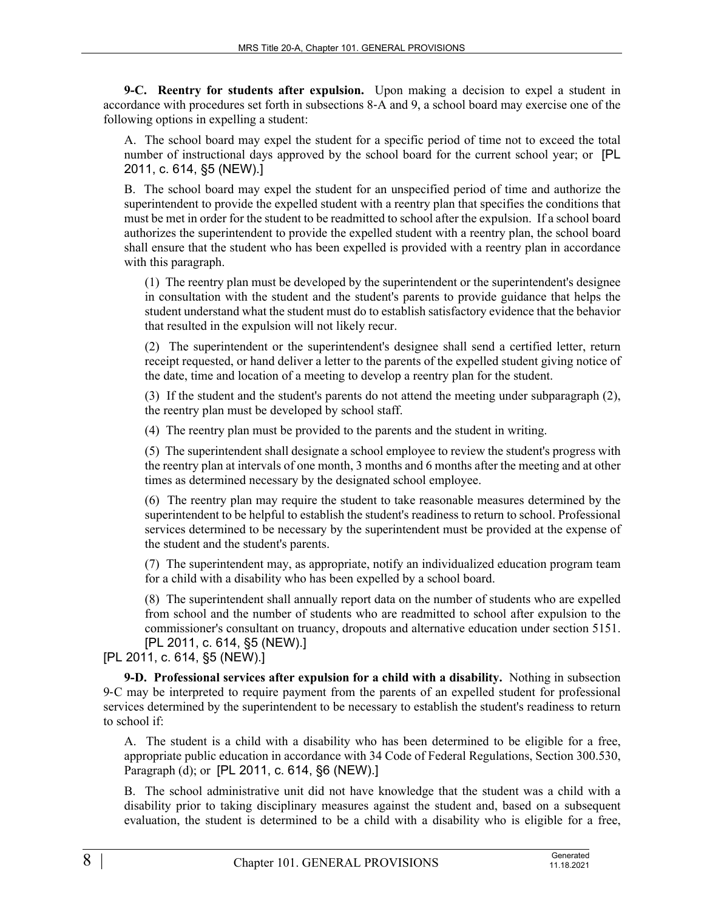**9-C. Reentry for students after expulsion.** Upon making a decision to expel a student in accordance with procedures set forth in subsections 8-A and 9, a school board may exercise one of the following options in expelling a student:

A. The school board may expel the student for a specific period of time not to exceed the total number of instructional days approved by the school board for the current school year; or [PL 2011, c. 614, §5 (NEW).]

B. The school board may expel the student for an unspecified period of time and authorize the superintendent to provide the expelled student with a reentry plan that specifies the conditions that must be met in order for the student to be readmitted to school after the expulsion. If a school board authorizes the superintendent to provide the expelled student with a reentry plan, the school board shall ensure that the student who has been expelled is provided with a reentry plan in accordance with this paragraph.

(1) The reentry plan must be developed by the superintendent or the superintendent's designee in consultation with the student and the student's parents to provide guidance that helps the student understand what the student must do to establish satisfactory evidence that the behavior that resulted in the expulsion will not likely recur.

(2) The superintendent or the superintendent's designee shall send a certified letter, return receipt requested, or hand deliver a letter to the parents of the expelled student giving notice of the date, time and location of a meeting to develop a reentry plan for the student.

(3) If the student and the student's parents do not attend the meeting under subparagraph (2), the reentry plan must be developed by school staff.

(4) The reentry plan must be provided to the parents and the student in writing.

(5) The superintendent shall designate a school employee to review the student's progress with the reentry plan at intervals of one month, 3 months and 6 months after the meeting and at other times as determined necessary by the designated school employee.

(6) The reentry plan may require the student to take reasonable measures determined by the superintendent to be helpful to establish the student's readiness to return to school. Professional services determined to be necessary by the superintendent must be provided at the expense of the student and the student's parents.

(7) The superintendent may, as appropriate, notify an individualized education program team for a child with a disability who has been expelled by a school board.

(8) The superintendent shall annually report data on the number of students who are expelled from school and the number of students who are readmitted to school after expulsion to the commissioner's consultant on truancy, dropouts and alternative education under section 5151. [PL 2011, c. 614, §5 (NEW).]

[PL 2011, c. 614, §5 (NEW).]

**9-D. Professional services after expulsion for a child with a disability.** Nothing in subsection 9-C may be interpreted to require payment from the parents of an expelled student for professional services determined by the superintendent to be necessary to establish the student's readiness to return to school if:

A. The student is a child with a disability who has been determined to be eligible for a free, appropriate public education in accordance with 34 Code of Federal Regulations, Section 300.530, Paragraph (d); or [PL 2011, c. 614, §6 (NEW).]

B. The school administrative unit did not have knowledge that the student was a child with a disability prior to taking disciplinary measures against the student and, based on a subsequent evaluation, the student is determined to be a child with a disability who is eligible for a free,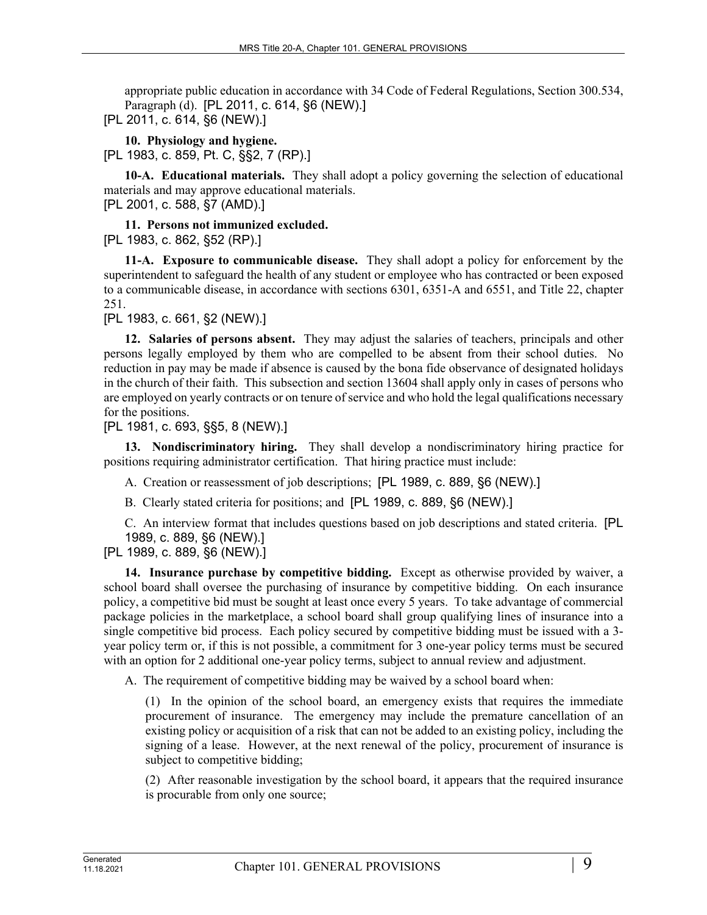appropriate public education in accordance with 34 Code of Federal Regulations, Section 300.534, Paragraph (d). [PL 2011, c. 614, §6 (NEW).]

[PL 2011, c. 614, §6 (NEW).]

**10. Physiology and hygiene.**

[PL 1983, c. 859, Pt. C, §§2, 7 (RP).]

**10-A. Educational materials.** They shall adopt a policy governing the selection of educational materials and may approve educational materials.

[PL 2001, c. 588, §7 (AMD).]

**11. Persons not immunized excluded.**

[PL 1983, c. 862, §52 (RP).]

**11-A. Exposure to communicable disease.** They shall adopt a policy for enforcement by the superintendent to safeguard the health of any student or employee who has contracted or been exposed to a communicable disease, in accordance with sections 6301, 6351-A and 6551, and Title 22, chapter 251.

[PL 1983, c. 661, §2 (NEW).]

**12. Salaries of persons absent.** They may adjust the salaries of teachers, principals and other persons legally employed by them who are compelled to be absent from their school duties. No reduction in pay may be made if absence is caused by the bona fide observance of designated holidays in the church of their faith. This subsection and section 13604 shall apply only in cases of persons who are employed on yearly contracts or on tenure of service and who hold the legal qualifications necessary for the positions.

[PL 1981, c. 693, §§5, 8 (NEW).]

**13. Nondiscriminatory hiring.** They shall develop a nondiscriminatory hiring practice for positions requiring administrator certification. That hiring practice must include:

A. Creation or reassessment of job descriptions; [PL 1989, c. 889, §6 (NEW).]

B. Clearly stated criteria for positions; and [PL 1989, c. 889, §6 (NEW).]

C. An interview format that includes questions based on job descriptions and stated criteria. [PL 1989, c. 889, §6 (NEW).]

[PL 1989, c. 889, §6 (NEW).]

**14. Insurance purchase by competitive bidding.** Except as otherwise provided by waiver, a school board shall oversee the purchasing of insurance by competitive bidding. On each insurance policy, a competitive bid must be sought at least once every 5 years. To take advantage of commercial package policies in the marketplace, a school board shall group qualifying lines of insurance into a single competitive bid process. Each policy secured by competitive bidding must be issued with a 3-year policy term or, if this is not possible, a commitment for 3 one-year policy terms must be secured with an option for 2 additional one-year policy terms, subject to annual review and adjustment.

A. The requirement of competitive bidding may be waived by a school board when:

(1) In the opinion of the school board, an emergency exists that requires the immediate procurement of insurance. The emergency may include the premature cancellation of an existing policy or acquisition of a risk that can not be added to an existing policy, including the signing of a lease. However, at the next renewal of the policy, procurement of insurance is subject to competitive bidding;

(2) After reasonable investigation by the school board, it appears that the required insurance is procurable from only one source;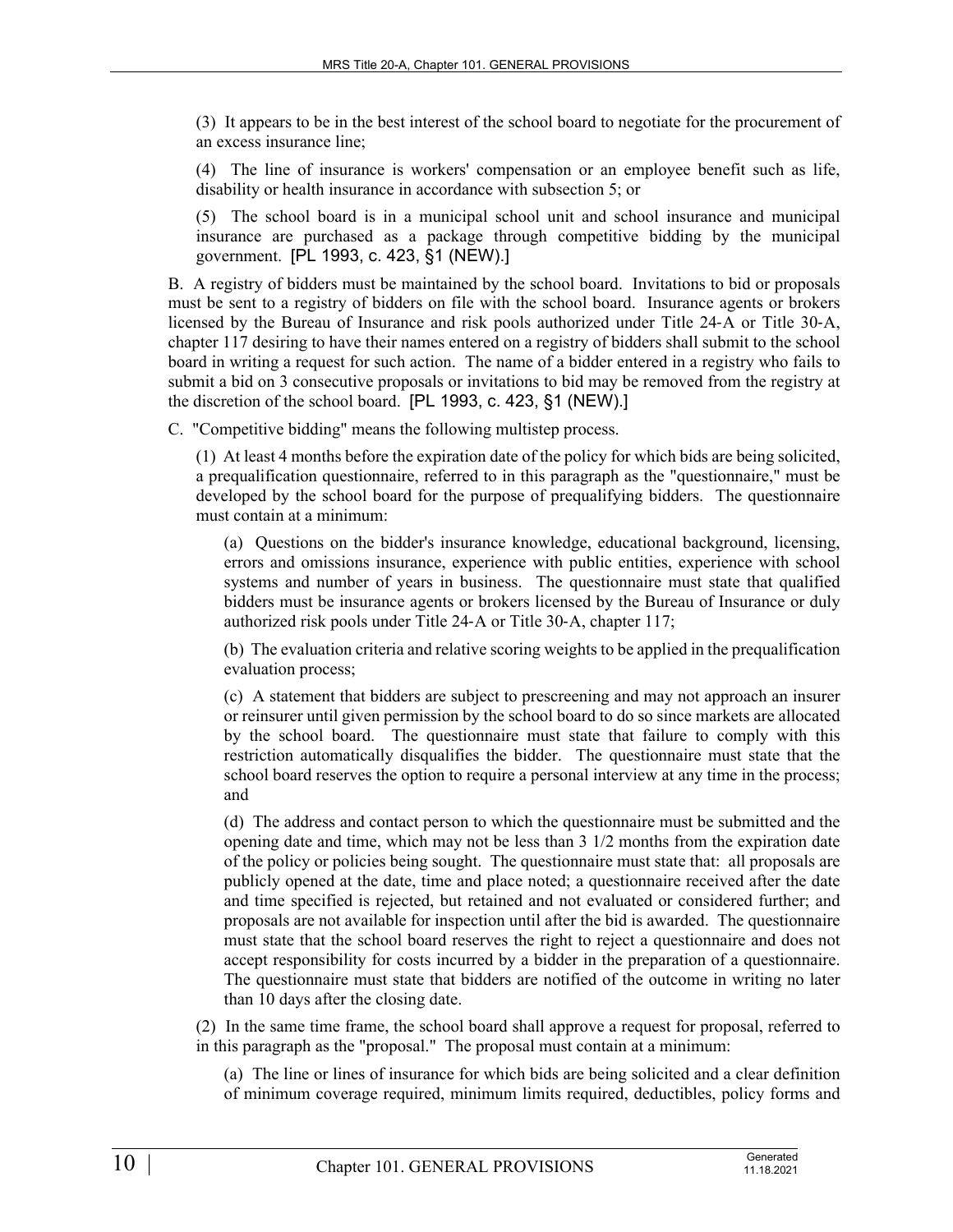(3) It appears to be in the best interest of the school board to negotiate for the procurement of an excess insurance line;

(4) The line of insurance is workers' compensation or an employee benefit such as life, disability or health insurance in accordance with subsection 5; or

(5) The school board is in a municipal school unit and school insurance and municipal insurance are purchased as a package through competitive bidding by the municipal government. [PL 1993, c. 423, §1 (NEW).]

B. A registry of bidders must be maintained by the school board. Invitations to bid or proposals must be sent to a registry of bidders on file with the school board. Insurance agents or brokers licensed by the Bureau of Insurance and risk pools authorized under Title 24‑A or Title 30‑A, chapter 117 desiring to have their names entered on a registry of bidders shall submit to the school board in writing a request for such action. The name of a bidder entered in a registry who fails to submit a bid on 3 consecutive proposals or invitations to bid may be removed from the registry at the discretion of the school board. [PL 1993, c. 423, §1 (NEW).]

C. "Competitive bidding" means the following multistep process.

(1) At least 4 months before the expiration date of the policy for which bids are being solicited, a prequalification questionnaire, referred to in this paragraph as the "questionnaire," must be developed by the school board for the purpose of prequalifying bidders. The questionnaire must contain at a minimum:

(a) Questions on the bidder's insurance knowledge, educational background, licensing, errors and omissions insurance, experience with public entities, experience with school systems and number of years in business. The questionnaire must state that qualified bidders must be insurance agents or brokers licensed by the Bureau of Insurance or duly authorized risk pools under Title 24‑A or Title 30‑A, chapter 117;

(b) The evaluation criteria and relative scoring weights to be applied in the prequalification evaluation process;

(c) A statement that bidders are subject to prescreening and may not approach an insurer or reinsurer until given permission by the school board to do so since markets are allocated by the school board. The questionnaire must state that failure to comply with this restriction automatically disqualifies the bidder. The questionnaire must state that the school board reserves the option to require a personal interview at any time in the process; and

(d) The address and contact person to which the questionnaire must be submitted and the opening date and time, which may not be less than 3 1/2 months from the expiration date of the policy or policies being sought. The questionnaire must state that: all proposals are publicly opened at the date, time and place noted; a questionnaire received after the date and time specified is rejected, but retained and not evaluated or considered further; and proposals are not available for inspection until after the bid is awarded. The questionnaire must state that the school board reserves the right to reject a questionnaire and does not accept responsibility for costs incurred by a bidder in the preparation of a questionnaire. The questionnaire must state that bidders are notified of the outcome in writing no later than 10 days after the closing date.

(2) In the same time frame, the school board shall approve a request for proposal, referred to in this paragraph as the "proposal." The proposal must contain at a minimum:

(a) The line or lines of insurance for which bids are being solicited and a clear definition of minimum coverage required, minimum limits required, deductibles, policy forms and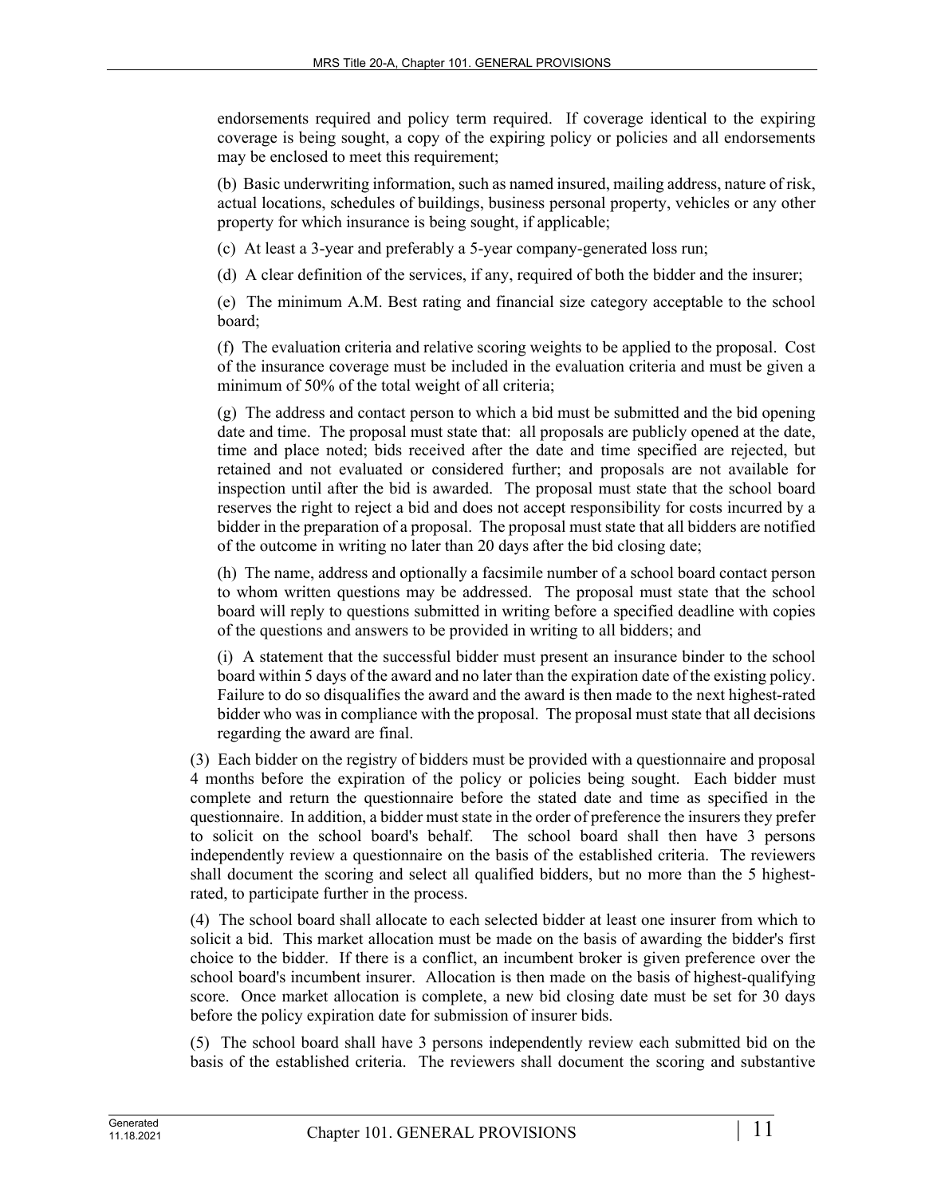endorsements required and policy term required. If coverage identical to the expiring coverage is being sought, a copy of the expiring policy or policies and all endorsements may be enclosed to meet this requirement;

(b) Basic underwriting information, such as named insured, mailing address, nature of risk, actual locations, schedules of buildings, business personal property, vehicles or any other property for which insurance is being sought, if applicable;

(c) At least a 3-year and preferably a 5-year company-generated loss run;

(d) A clear definition of the services, if any, required of both the bidder and the insurer;

(e) The minimum A.M. Best rating and financial size category acceptable to the school board;

(f) The evaluation criteria and relative scoring weights to be applied to the proposal. Cost of the insurance coverage must be included in the evaluation criteria and must be given a minimum of 50% of the total weight of all criteria;

(g) The address and contact person to which a bid must be submitted and the bid opening date and time. The proposal must state that: all proposals are publicly opened at the date, time and place noted; bids received after the date and time specified are rejected, but retained and not evaluated or considered further; and proposals are not available for inspection until after the bid is awarded. The proposal must state that the school board reserves the right to reject a bid and does not accept responsibility for costs incurred by a bidder in the preparation of a proposal. The proposal must state that all bidders are notified of the outcome in writing no later than 20 days after the bid closing date;

(h) The name, address and optionally a facsimile number of a school board contact person to whom written questions may be addressed. The proposal must state that the school board will reply to questions submitted in writing before a specified deadline with copies of the questions and answers to be provided in writing to all bidders; and

(i) A statement that the successful bidder must present an insurance binder to the school board within 5 days of the award and no later than the expiration date of the existing policy. Failure to do so disqualifies the award and the award is then made to the next highest-rated bidder who was in compliance with the proposal. The proposal must state that all decisions regarding the award are final.

(3) Each bidder on the registry of bidders must be provided with a questionnaire and proposal 4 months before the expiration of the policy or policies being sought. Each bidder must complete and return the questionnaire before the stated date and time as specified in the questionnaire. In addition, a bidder must state in the order of preference the insurers they prefer to solicit on the school board's behalf. The school board shall then have 3 persons independently review a questionnaire on the basis of the established criteria. The reviewers shall document the scoring and select all qualified bidders, but no more than the 5 highest-rated, to participate further in the process.

(4) The school board shall allocate to each selected bidder at least one insurer from which to solicit a bid. This market allocation must be made on the basis of awarding the bidder's first choice to the bidder. If there is a conflict, an incumbent broker is given preference over the school board's incumbent insurer. Allocation is then made on the basis of highest-qualifying score. Once market allocation is complete, a new bid closing date must be set for 30 days before the policy expiration date for submission of insurer bids.

(5) The school board shall have 3 persons independently review each submitted bid on the basis of the established criteria. The reviewers shall document the scoring and substantive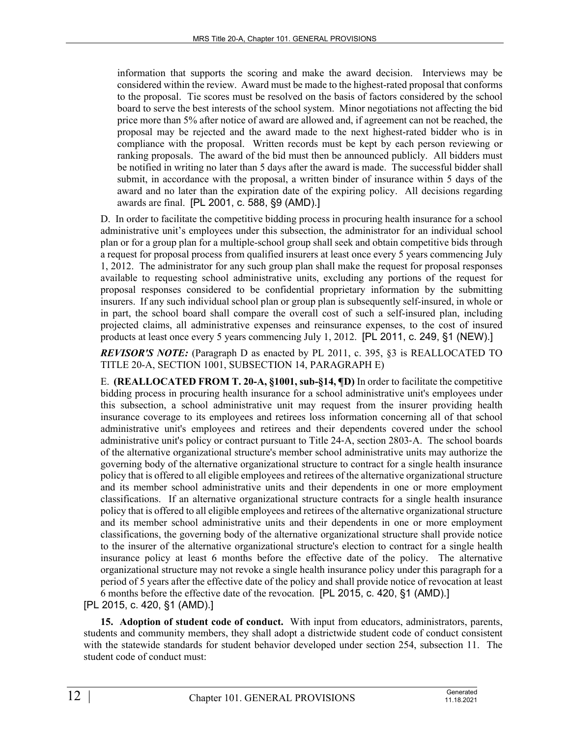information that supports the scoring and make the award decision. Interviews may be considered within the review. Award must be made to the highest-rated proposal that conforms to the proposal. Tie scores must be resolved on the basis of factors considered by the school board to serve the best interests of the school system. Minor negotiations not affecting the bid price more than 5% after notice of award are allowed and, if agreement can not be reached, the proposal may be rejected and the award made to the next highest-rated bidder who is in compliance with the proposal. Written records must be kept by each person reviewing or ranking proposals. The award of the bid must then be announced publicly. All bidders must be notified in writing no later than 5 days after the award is made. The successful bidder shall submit, in accordance with the proposal, a written binder of insurance within 5 days of the award and no later than the expiration date of the expiring policy. All decisions regarding awards are final. [PL 2001, c. 588, §9 (AMD).]

D. In order to facilitate the competitive bidding process in procuring health insurance for a school administrative unit's employees under this subsection, the administrator for an individual school plan or for a group plan for a multiple-school group shall seek and obtain competitive bids through a request for proposal process from qualified insurers at least once every 5 years commencing July 1, 2012. The administrator for any such group plan shall make the request for proposal responses available to requesting school administrative units, excluding any portions of the request for proposal responses considered to be confidential proprietary information by the submitting insurers. If any such individual school plan or group plan is subsequently self-insured, in whole or in part, the school board shall compare the overall cost of such a self-insured plan, including projected claims, all administrative expenses and reinsurance expenses, to the cost of insured products at least once every 5 years commencing July 1, 2012. [PL 2011, c. 249, §1 (NEW).]

***REVISOR'S NOTE:*** (Paragraph D as enacted by PL 2011, c. 395, §3 is REALLOCATED TO TITLE 20-A, SECTION 1001, SUBSECTION 14, PARAGRAPH E)

E. **(REALLOCATED FROM T. 20-A, §1001, sub-§14, ¶D)** In order to facilitate the competitive bidding process in procuring health insurance for a school administrative unit's employees under this subsection, a school administrative unit may request from the insurer providing health insurance coverage to its employees and retirees loss information concerning all of that school administrative unit's employees and retirees and their dependents covered under the school administrative unit's policy or contract pursuant to Title 24-A, section 2803-A. The school boards of the alternative organizational structure's member school administrative units may authorize the governing body of the alternative organizational structure to contract for a single health insurance policy that is offered to all eligible employees and retirees of the alternative organizational structure and its member school administrative units and their dependents in one or more employment classifications. If an alternative organizational structure contracts for a single health insurance policy that is offered to all eligible employees and retirees of the alternative organizational structure and its member school administrative units and their dependents in one or more employment classifications, the governing body of the alternative organizational structure shall provide notice to the insurer of the alternative organizational structure's election to contract for a single health insurance policy at least 6 months before the effective date of the policy. The alternative organizational structure may not revoke a single health insurance policy under this paragraph for a period of 5 years after the effective date of the policy and shall provide notice of revocation at least 6 months before the effective date of the revocation. [PL 2015, c. 420, §1 (AMD).]

[PL 2015, c. 420, §1 (AMD).]

**15. Adoption of student code of conduct.** With input from educators, administrators, parents, students and community members, they shall adopt a districtwide student code of conduct consistent with the statewide standards for student behavior developed under section 254, subsection 11. The student code of conduct must: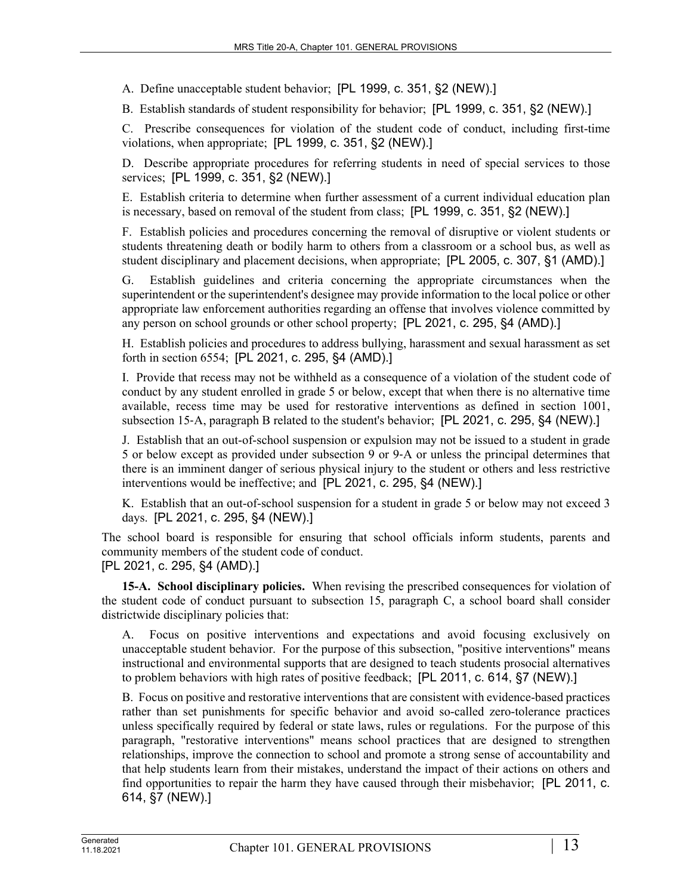A. Define unacceptable student behavior; [PL 1999, c. 351, §2 (NEW).]

B. Establish standards of student responsibility for behavior; [PL 1999, c. 351, §2 (NEW).]

C. Prescribe consequences for violation of the student code of conduct, including first-time violations, when appropriate; [PL 1999, c. 351, §2 (NEW).]

D. Describe appropriate procedures for referring students in need of special services to those services; [PL 1999, c. 351, §2 (NEW).]

E. Establish criteria to determine when further assessment of a current individual education plan is necessary, based on removal of the student from class; [PL 1999, c. 351, §2 (NEW).]

F. Establish policies and procedures concerning the removal of disruptive or violent students or students threatening death or bodily harm to others from a classroom or a school bus, as well as student disciplinary and placement decisions, when appropriate; [PL 2005, c. 307, §1 (AMD).]

G. Establish guidelines and criteria concerning the appropriate circumstances when the superintendent or the superintendent's designee may provide information to the local police or other appropriate law enforcement authorities regarding an offense that involves violence committed by any person on school grounds or other school property; [PL 2021, c. 295, §4 (AMD).]

H. Establish policies and procedures to address bullying, harassment and sexual harassment as set forth in section 6554; [PL 2021, c. 295, §4 (AMD).]

I. Provide that recess may not be withheld as a consequence of a violation of the student code of conduct by any student enrolled in grade 5 or below, except that when there is no alternative time available, recess time may be used for restorative interventions as defined in section 1001, subsection 15-A, paragraph B related to the student's behavior; [PL 2021, c. 295, §4 (NEW).]

J. Establish that an out-of-school suspension or expulsion may not be issued to a student in grade 5 or below except as provided under subsection 9 or 9-A or unless the principal determines that there is an imminent danger of serious physical injury to the student or others and less restrictive interventions would be ineffective; and [PL 2021, c. 295, §4 (NEW).]

K. Establish that an out-of-school suspension for a student in grade 5 or below may not exceed 3 days. [PL 2021, c. 295, §4 (NEW).]

The school board is responsible for ensuring that school officials inform students, parents and community members of the student code of conduct.

[PL 2021, c. 295, §4 (AMD).]

**15-A. School disciplinary policies.** When revising the prescribed consequences for violation of the student code of conduct pursuant to subsection 15, paragraph C, a school board shall consider districtwide disciplinary policies that:

A. Focus on positive interventions and expectations and avoid focusing exclusively on unacceptable student behavior. For the purpose of this subsection, "positive interventions" means instructional and environmental supports that are designed to teach students prosocial alternatives to problem behaviors with high rates of positive feedback; [PL 2011, c. 614, §7 (NEW).]

B. Focus on positive and restorative interventions that are consistent with evidence-based practices rather than set punishments for specific behavior and avoid so-called zero-tolerance practices unless specifically required by federal or state laws, rules or regulations. For the purpose of this paragraph, "restorative interventions" means school practices that are designed to strengthen relationships, improve the connection to school and promote a strong sense of accountability and that help students learn from their mistakes, understand the impact of their actions on others and find opportunities to repair the harm they have caused through their misbehavior; [PL 2011, c. 614, §7 (NEW).]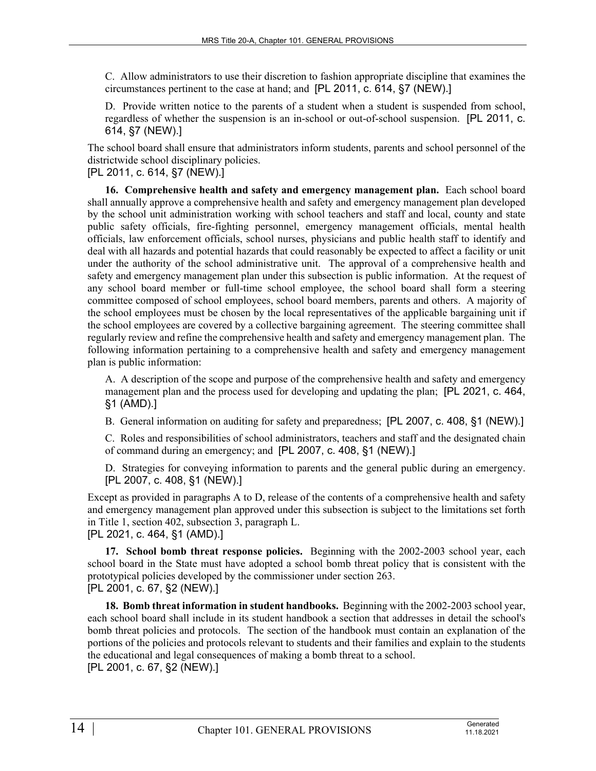C. Allow administrators to use their discretion to fashion appropriate discipline that examines the circumstances pertinent to the case at hand; and [PL 2011, c. 614, §7 (NEW).]

D. Provide written notice to the parents of a student when a student is suspended from school, regardless of whether the suspension is an in-school or out-of-school suspension. [PL 2011, c. 614, §7 (NEW).]

The school board shall ensure that administrators inform students, parents and school personnel of the districtwide school disciplinary policies.
[PL 2011, c. 614, §7 (NEW).]

**16. Comprehensive health and safety and emergency management plan.** Each school board shall annually approve a comprehensive health and safety and emergency management plan developed by the school unit administration working with school teachers and staff and local, county and state public safety officials, fire-fighting personnel, emergency management officials, mental health officials, law enforcement officials, school nurses, physicians and public health staff to identify and deal with all hazards and potential hazards that could reasonably be expected to affect a facility or unit under the authority of the school administrative unit. The approval of a comprehensive health and safety and emergency management plan under this subsection is public information. At the request of any school board member or full-time school employee, the school board shall form a steering committee composed of school employees, school board members, parents and others. A majority of the school employees must be chosen by the local representatives of the applicable bargaining unit if the school employees are covered by a collective bargaining agreement. The steering committee shall regularly review and refine the comprehensive health and safety and emergency management plan. The following information pertaining to a comprehensive health and safety and emergency management plan is public information:

A. A description of the scope and purpose of the comprehensive health and safety and emergency management plan and the process used for developing and updating the plan; [PL 2021, c. 464, §1 (AMD).]

B. General information on auditing for safety and preparedness; [PL 2007, c. 408, §1 (NEW).]

C. Roles and responsibilities of school administrators, teachers and staff and the designated chain of command during an emergency; and [PL 2007, c. 408, §1 (NEW).]

D. Strategies for conveying information to parents and the general public during an emergency. [PL 2007, c. 408, §1 (NEW).]

Except as provided in paragraphs A to D, release of the contents of a comprehensive health and safety and emergency management plan approved under this subsection is subject to the limitations set forth in Title 1, section 402, subsection 3, paragraph L.
[PL 2021, c. 464, §1 (AMD).]

**17. School bomb threat response policies.** Beginning with the 2002-2003 school year, each school board in the State must have adopted a school bomb threat policy that is consistent with the prototypical policies developed by the commissioner under section 263.
[PL 2001, c. 67, §2 (NEW).]

**18. Bomb threat information in student handbooks.** Beginning with the 2002-2003 school year, each school board shall include in its student handbook a section that addresses in detail the school's bomb threat policies and protocols. The section of the handbook must contain an explanation of the portions of the policies and protocols relevant to students and their families and explain to the students the educational and legal consequences of making a bomb threat to a school.
[PL 2001, c. 67, §2 (NEW).]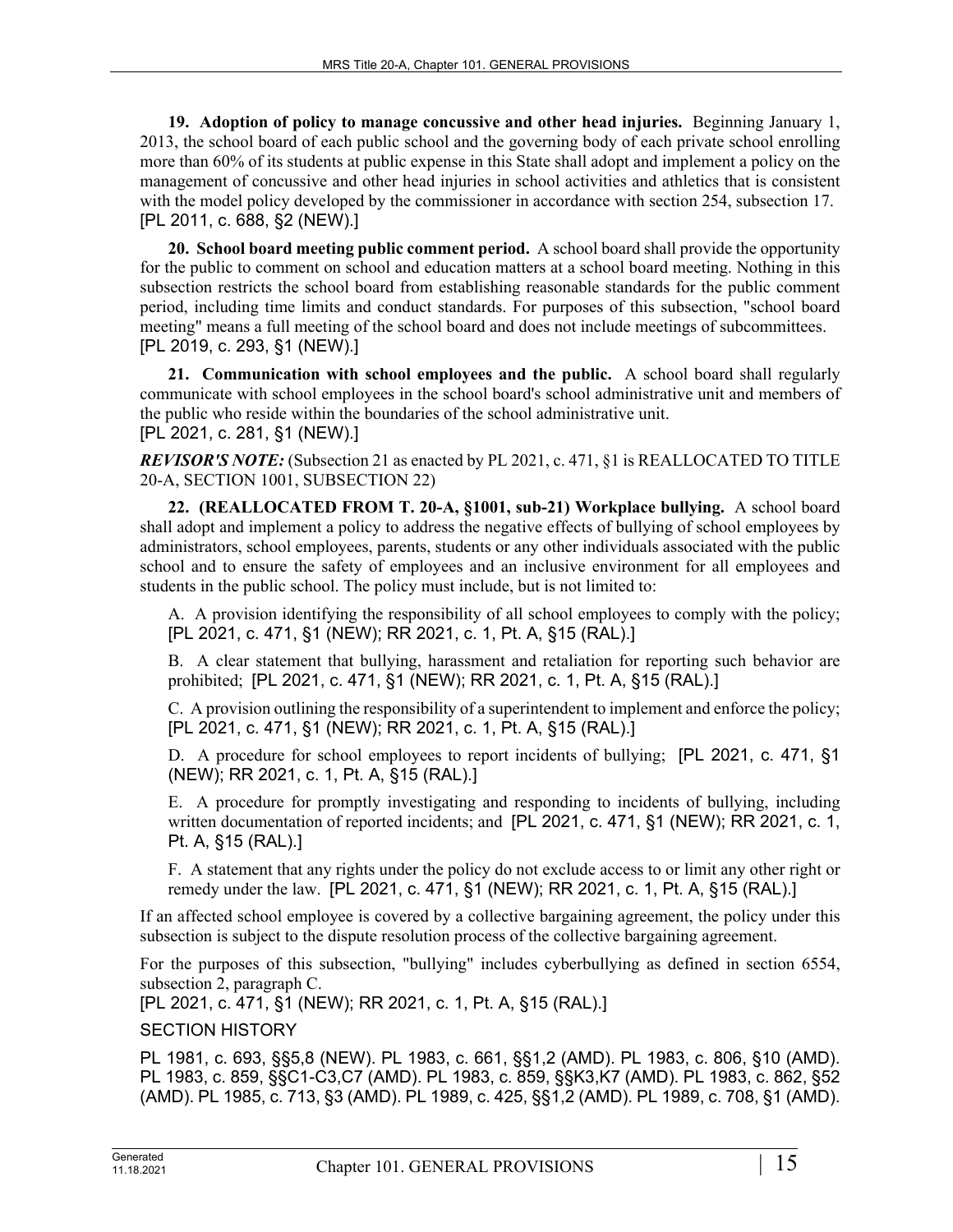**19. Adoption of policy to manage concussive and other head injuries.** Beginning January 1, 2013, the school board of each public school and the governing body of each private school enrolling more than 60% of its students at public expense in this State shall adopt and implement a policy on the management of concussive and other head injuries in school activities and athletics that is consistent with the model policy developed by the commissioner in accordance with section 254, subsection 17.
[PL 2011, c. 688, §2 (NEW).]

**20. School board meeting public comment period.** A school board shall provide the opportunity for the public to comment on school and education matters at a school board meeting. Nothing in this subsection restricts the school board from establishing reasonable standards for the public comment period, including time limits and conduct standards. For purposes of this subsection, "school board meeting" means a full meeting of the school board and does not include meetings of subcommittees.
[PL 2019, c. 293, §1 (NEW).]

**21. Communication with school employees and the public.** A school board shall regularly communicate with school employees in the school board's school administrative unit and members of the public who reside within the boundaries of the school administrative unit.
[PL 2021, c. 281, §1 (NEW).]

***REVISOR'S NOTE:*** (Subsection 21 as enacted by PL 2021, c. 471, §1 is REALLOCATED TO TITLE 20-A, SECTION 1001, SUBSECTION 22)

**22. (REALLOCATED FROM T. 20-A, §1001, sub-21) Workplace bullying.** A school board shall adopt and implement a policy to address the negative effects of bullying of school employees by administrators, school employees, parents, students or any other individuals associated with the public school and to ensure the safety of employees and an inclusive environment for all employees and students in the public school. The policy must include, but is not limited to:

A. A provision identifying the responsibility of all school employees to comply with the policy; [PL 2021, c. 471, §1 (NEW); RR 2021, c. 1, Pt. A, §15 (RAL).]

B. A clear statement that bullying, harassment and retaliation for reporting such behavior are prohibited; [PL 2021, c. 471, §1 (NEW); RR 2021, c. 1, Pt. A, §15 (RAL).]

C. A provision outlining the responsibility of a superintendent to implement and enforce the policy; [PL 2021, c. 471, §1 (NEW); RR 2021, c. 1, Pt. A, §15 (RAL).]

D. A procedure for school employees to report incidents of bullying; [PL 2021, c. 471, §1 (NEW); RR 2021, c. 1, Pt. A, §15 (RAL).]

E. A procedure for promptly investigating and responding to incidents of bullying, including written documentation of reported incidents; and [PL 2021, c. 471, §1 (NEW); RR 2021, c. 1, Pt. A, §15 (RAL).]

F. A statement that any rights under the policy do not exclude access to or limit any other right or remedy under the law. [PL 2021, c. 471, §1 (NEW); RR 2021, c. 1, Pt. A, §15 (RAL).]

If an affected school employee is covered by a collective bargaining agreement, the policy under this subsection is subject to the dispute resolution process of the collective bargaining agreement.

For the purposes of this subsection, "bullying" includes cyberbullying as defined in section 6554, subsection 2, paragraph C.
[PL 2021, c. 471, §1 (NEW); RR 2021, c. 1, Pt. A, §15 (RAL).]

SECTION HISTORY

PL 1981, c. 693, §§5,8 (NEW). PL 1983, c. 661, §§1,2 (AMD). PL 1983, c. 806, §10 (AMD). PL 1983, c. 859, §§C1-C3,C7 (AMD). PL 1983, c. 859, §§K3,K7 (AMD). PL 1983, c. 862, §52 (AMD). PL 1985, c. 713, §3 (AMD). PL 1989, c. 425, §§1,2 (AMD). PL 1989, c. 708, §1 (AMD).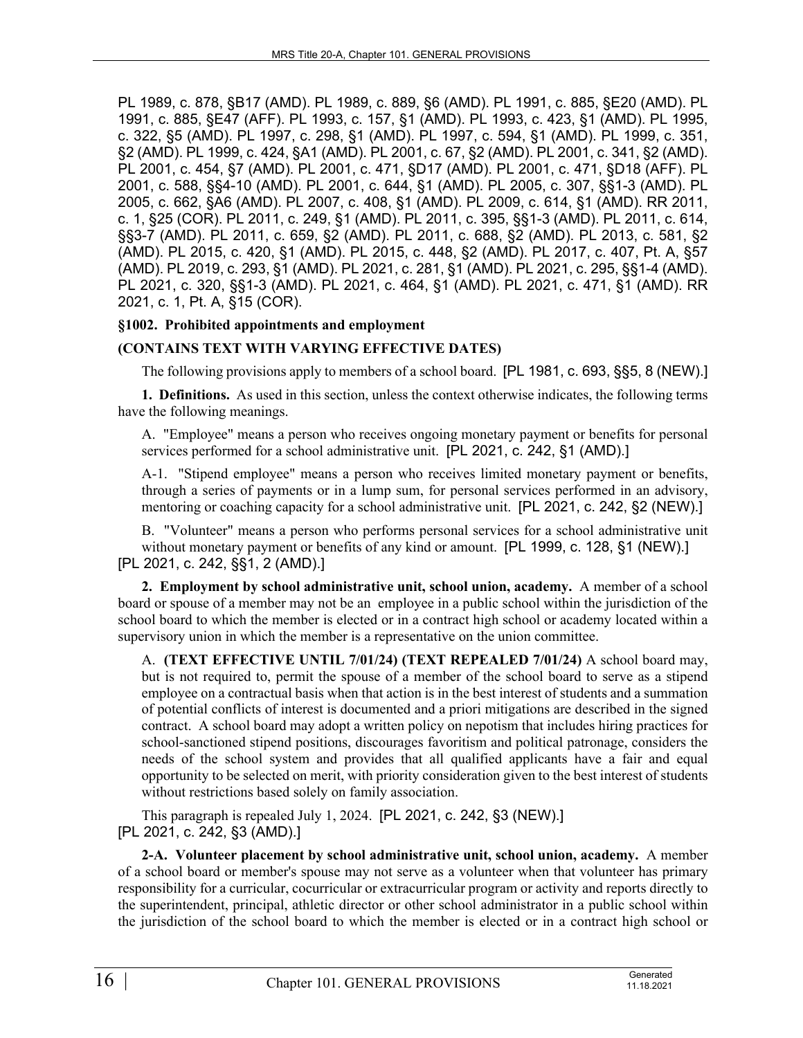PL 1989, c. 878, §B17 (AMD). PL 1989, c. 889, §6 (AMD). PL 1991, c. 885, §E20 (AMD). PL 1991, c. 885, §E47 (AFF). PL 1993, c. 157, §1 (AMD). PL 1993, c. 423, §1 (AMD). PL 1995, c. 322, §5 (AMD). PL 1997, c. 298, §1 (AMD). PL 1997, c. 594, §1 (AMD). PL 1999, c. 351, §2 (AMD). PL 1999, c. 424, §A1 (AMD). PL 2001, c. 67, §2 (AMD). PL 2001, c. 341, §2 (AMD). PL 2001, c. 454, §7 (AMD). PL 2001, c. 471, §D17 (AMD). PL 2001, c. 471, §D18 (AFF). PL 2001, c. 588, §§4-10 (AMD). PL 2001, c. 644, §1 (AMD). PL 2005, c. 307, §§1-3 (AMD). PL 2005, c. 662, §A6 (AMD). PL 2007, c. 408, §1 (AMD). PL 2009, c. 614, §1 (AMD). RR 2011, c. 1, §25 (COR). PL 2011, c. 249, §1 (AMD). PL 2011, c. 395, §§1-3 (AMD). PL 2011, c. 614, §§3-7 (AMD). PL 2011, c. 659, §2 (AMD). PL 2011, c. 688, §2 (AMD). PL 2013, c. 581, §2 (AMD). PL 2015, c. 420, §1 (AMD). PL 2015, c. 448, §2 (AMD). PL 2017, c. 407, Pt. A, §57 (AMD). PL 2019, c. 293, §1 (AMD). PL 2021, c. 281, §1 (AMD). PL 2021, c. 295, §§1-4 (AMD). PL 2021, c. 320, §§1-3 (AMD). PL 2021, c. 464, §1 (AMD). PL 2021, c. 471, §1 (AMD). RR 2021, c. 1, Pt. A, §15 (COR).

**§1002. Prohibited appointments and employment**

**(CONTAINS TEXT WITH VARYING EFFECTIVE DATES)**

The following provisions apply to members of a school board. [PL 1981, c. 693, §§5, 8 (NEW).]

**1. Definitions.** As used in this section, unless the context otherwise indicates, the following terms have the following meanings.

A. "Employee" means a person who receives ongoing monetary payment or benefits for personal services performed for a school administrative unit. [PL 2021, c. 242, §1 (AMD).]

A-1. "Stipend employee" means a person who receives limited monetary payment or benefits, through a series of payments or in a lump sum, for personal services performed in an advisory, mentoring or coaching capacity for a school administrative unit. [PL 2021, c. 242, §2 (NEW).]

B. "Volunteer" means a person who performs personal services for a school administrative unit without monetary payment or benefits of any kind or amount. [PL 1999, c. 128, §1 (NEW).]

[PL 2021, c. 242, §§1, 2 (AMD).]

**2. Employment by school administrative unit, school union, academy.** A member of a school board or spouse of a member may not be an employee in a public school within the jurisdiction of the school board to which the member is elected or in a contract high school or academy located within a supervisory union in which the member is a representative on the union committee.

A. **(TEXT EFFECTIVE UNTIL 7/01/24) (TEXT REPEALED 7/01/24)** A school board may, but is not required to, permit the spouse of a member of the school board to serve as a stipend employee on a contractual basis when that action is in the best interest of students and a summation of potential conflicts of interest is documented and a priori mitigations are described in the signed contract. A school board may adopt a written policy on nepotism that includes hiring practices for school-sanctioned stipend positions, discourages favoritism and political patronage, considers the needs of the school system and provides that all qualified applicants have a fair and equal opportunity to be selected on merit, with priority consideration given to the best interest of students without restrictions based solely on family association.

This paragraph is repealed July 1, 2024. [PL 2021, c. 242, §3 (NEW).]

[PL 2021, c. 242, §3 (AMD).]

**2-A. Volunteer placement by school administrative unit, school union, academy.** A member of a school board or member's spouse may not serve as a volunteer when that volunteer has primary responsibility for a curricular, cocurricular or extracurricular program or activity and reports directly to the superintendent, principal, athletic director or other school administrator in a public school within the jurisdiction of the school board to which the member is elected or in a contract high school or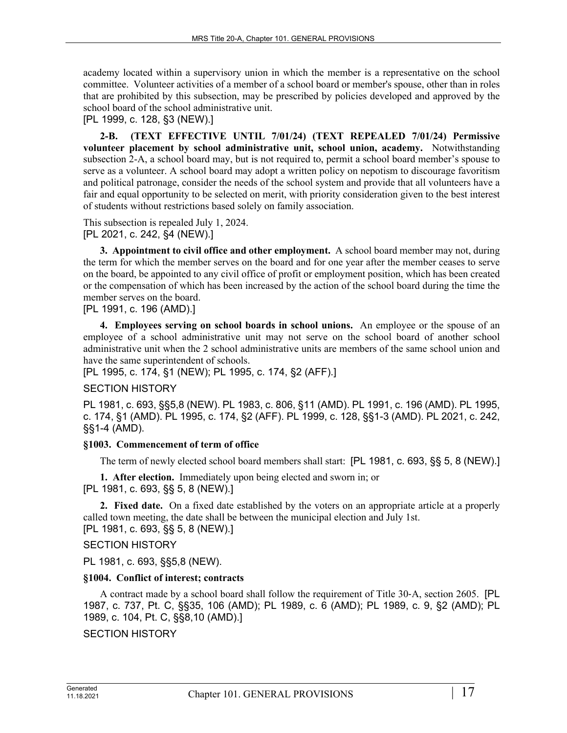academy located within a supervisory union in which the member is a representative on the school committee. Volunteer activities of a member of a school board or member's spouse, other than in roles that are prohibited by this subsection, may be prescribed by policies developed and approved by the school board of the school administrative unit.
[PL 1999, c. 128, §3 (NEW).]

**2-B. (TEXT EFFECTIVE UNTIL 7/01/24) (TEXT REPEALED 7/01/24) Permissive volunteer placement by school administrative unit, school union, academy.** Notwithstanding subsection 2-A, a school board may, but is not required to, permit a school board member's spouse to serve as a volunteer. A school board may adopt a written policy on nepotism to discourage favoritism and political patronage, consider the needs of the school system and provide that all volunteers have a fair and equal opportunity to be selected on merit, with priority consideration given to the best interest of students without restrictions based solely on family association.

This subsection is repealed July 1, 2024.
[PL 2021, c. 242, §4 (NEW).]

**3. Appointment to civil office and other employment.** A school board member may not, during the term for which the member serves on the board and for one year after the member ceases to serve on the board, be appointed to any civil office of profit or employment position, which has been created or the compensation of which has been increased by the action of the school board during the time the member serves on the board.
[PL 1991, c. 196 (AMD).]

**4. Employees serving on school boards in school unions.** An employee or the spouse of an employee of a school administrative unit may not serve on the school board of another school administrative unit when the 2 school administrative units are members of the same school union and have the same superintendent of schools.
[PL 1995, c. 174, §1 (NEW); PL 1995, c. 174, §2 (AFF).]

SECTION HISTORY

PL 1981, c. 693, §§5,8 (NEW). PL 1983, c. 806, §11 (AMD). PL 1991, c. 196 (AMD). PL 1995, c. 174, §1 (AMD). PL 1995, c. 174, §2 (AFF). PL 1999, c. 128, §§1-3 (AMD). PL 2021, c. 242, §§1-4 (AMD).

### §1003. Commencement of term of office

The term of newly elected school board members shall start: [PL 1981, c. 693, §§ 5, 8 (NEW).]

**1. After election.** Immediately upon being elected and sworn in; or
[PL 1981, c. 693, §§ 5, 8 (NEW).]

**2. Fixed date.** On a fixed date established by the voters on an appropriate article at a properly called town meeting, the date shall be between the municipal election and July 1st.
[PL 1981, c. 693, §§ 5, 8 (NEW).]

SECTION HISTORY

PL 1981, c. 693, §§5,8 (NEW).

### §1004. Conflict of interest; contracts

A contract made by a school board shall follow the requirement of Title 30-A, section 2605. [PL 1987, c. 737, Pt. C, §§35, 106 (AMD); PL 1989, c. 6 (AMD); PL 1989, c. 9, §2 (AMD); PL 1989, c. 104, Pt. C, §§8,10 (AMD).]

SECTION HISTORY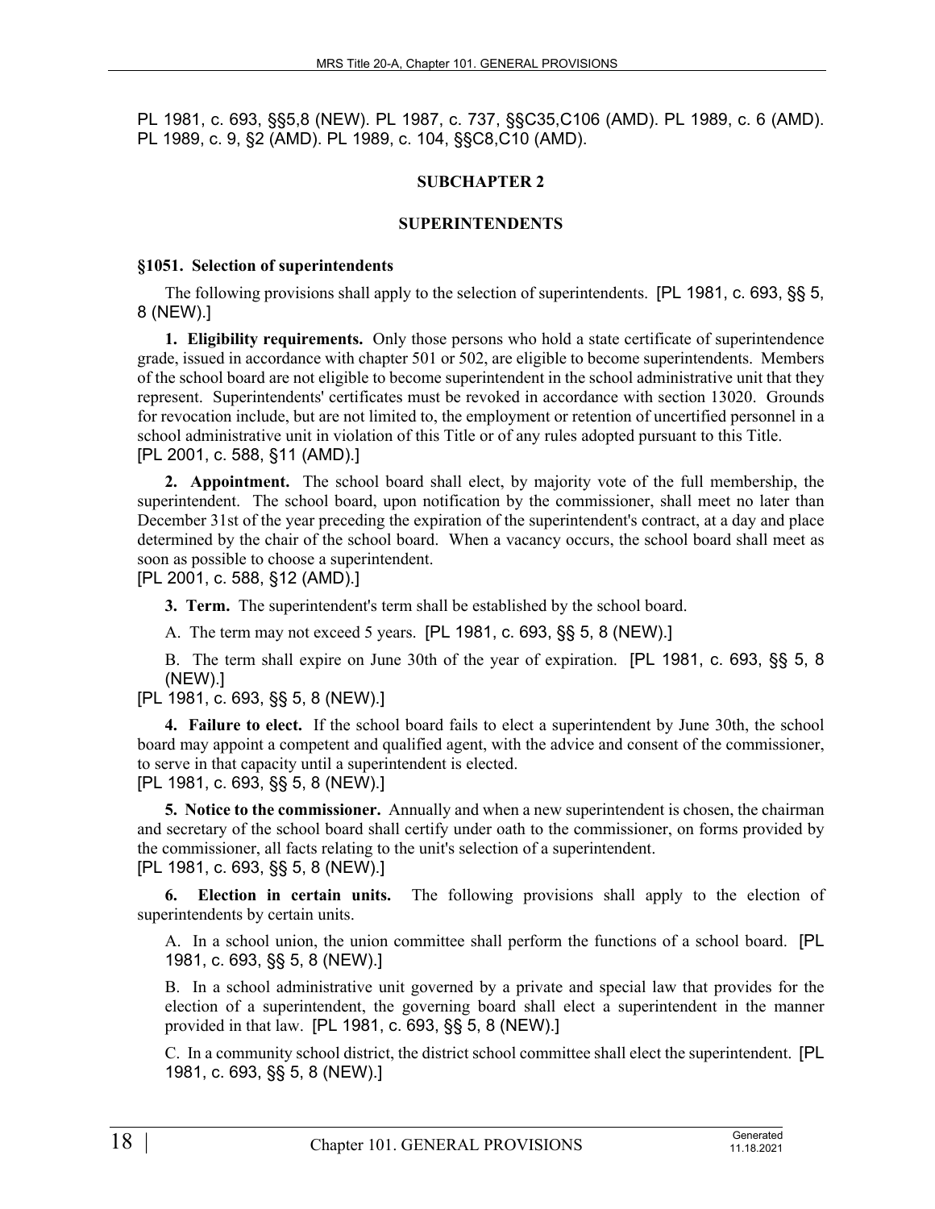PL 1981, c. 693, §§5,8 (NEW). PL 1987, c. 737, §§C35,C106 (AMD). PL 1989, c. 6 (AMD). PL 1989, c. 9, §2 (AMD). PL 1989, c. 104, §§C8,C10 (AMD).

## SUBCHAPTER 2

## SUPERINTENDENTS

### §1051. Selection of superintendents

The following provisions shall apply to the selection of superintendents. [PL 1981, c. 693, §§ 5, 8 (NEW).]

**1. Eligibility requirements.** Only those persons who hold a state certificate of superintendence grade, issued in accordance with chapter 501 or 502, are eligible to become superintendents. Members of the school board are not eligible to become superintendent in the school administrative unit that they represent. Superintendents' certificates must be revoked in accordance with section 13020. Grounds for revocation include, but are not limited to, the employment or retention of uncertified personnel in a school administrative unit in violation of this Title or of any rules adopted pursuant to this Title.
[PL 2001, c. 588, §11 (AMD).]

**2. Appointment.** The school board shall elect, by majority vote of the full membership, the superintendent. The school board, upon notification by the commissioner, shall meet no later than December 31st of the year preceding the expiration of the superintendent's contract, at a day and place determined by the chair of the school board. When a vacancy occurs, the school board shall meet as soon as possible to choose a superintendent.
[PL 2001, c. 588, §12 (AMD).]

**3. Term.** The superintendent's term shall be established by the school board.

A. The term may not exceed 5 years. [PL 1981, c. 693, §§ 5, 8 (NEW).]

B. The term shall expire on June 30th of the year of expiration. [PL 1981, c. 693, §§ 5, 8 (NEW).]

[PL 1981, c. 693, §§ 5, 8 (NEW).]

**4. Failure to elect.** If the school board fails to elect a superintendent by June 30th, the school board may appoint a competent and qualified agent, with the advice and consent of the commissioner, to serve in that capacity until a superintendent is elected.
[PL 1981, c. 693, §§ 5, 8 (NEW).]

**5. Notice to the commissioner.** Annually and when a new superintendent is chosen, the chairman and secretary of the school board shall certify under oath to the commissioner, on forms provided by the commissioner, all facts relating to the unit's selection of a superintendent.
[PL 1981, c. 693, §§ 5, 8 (NEW).]

**6. Election in certain units.** The following provisions shall apply to the election of superintendents by certain units.

A. In a school union, the union committee shall perform the functions of a school board. [PL 1981, c. 693, §§ 5, 8 (NEW).]

B. In a school administrative unit governed by a private and special law that provides for the election of a superintendent, the governing board shall elect a superintendent in the manner provided in that law. [PL 1981, c. 693, §§ 5, 8 (NEW).]

C. In a community school district, the district school committee shall elect the superintendent. [PL 1981, c. 693, §§ 5, 8 (NEW).]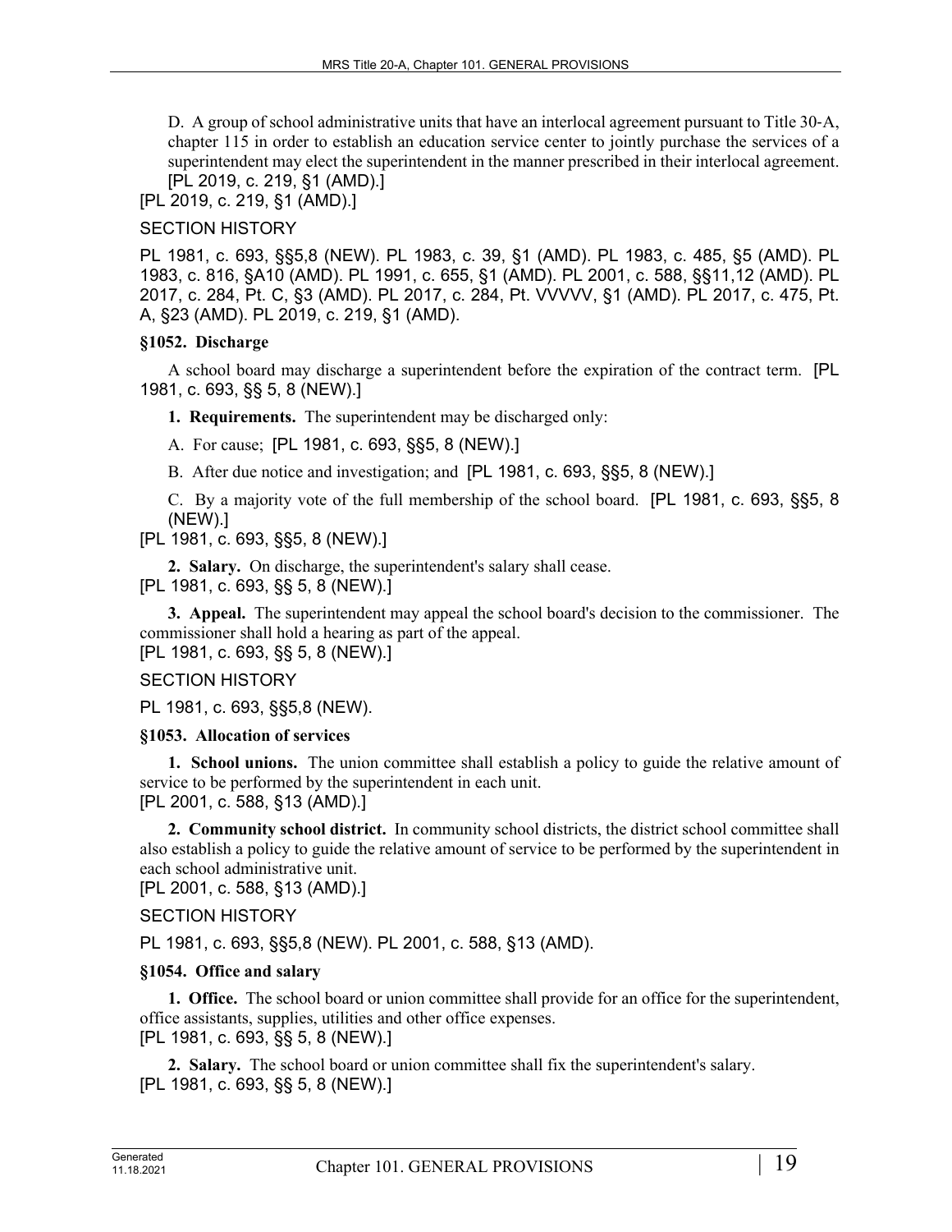D. A group of school administrative units that have an interlocal agreement pursuant to Title 30-A, chapter 115 in order to establish an education service center to jointly purchase the services of a superintendent may elect the superintendent in the manner prescribed in their interlocal agreement. [PL 2019, c. 219, §1 (AMD).]

[PL 2019, c. 219, §1 (AMD).]

SECTION HISTORY

PL 1981, c. 693, §§5,8 (NEW). PL 1983, c. 39, §1 (AMD). PL 1983, c. 485, §5 (AMD). PL 1983, c. 816, §A10 (AMD). PL 1991, c. 655, §1 (AMD). PL 2001, c. 588, §§11,12 (AMD). PL 2017, c. 284, Pt. C, §3 (AMD). PL 2017, c. 284, Pt. VVVVV, §1 (AMD). PL 2017, c. 475, Pt. A, §23 (AMD). PL 2019, c. 219, §1 (AMD).

### §1052. Discharge

A school board may discharge a superintendent before the expiration of the contract term. [PL 1981, c. 693, §§ 5, 8 (NEW).]

**1. Requirements.** The superintendent may be discharged only:

A. For cause; [PL 1981, c. 693, §§5, 8 (NEW).]

B. After due notice and investigation; and [PL 1981, c. 693, §§5, 8 (NEW).]

C. By a majority vote of the full membership of the school board. [PL 1981, c. 693, §§5, 8 (NEW).]

[PL 1981, c. 693, §§5, 8 (NEW).]

**2. Salary.** On discharge, the superintendent's salary shall cease.

[PL 1981, c. 693, §§ 5, 8 (NEW).]

**3. Appeal.** The superintendent may appeal the school board's decision to the commissioner. The commissioner shall hold a hearing as part of the appeal.

[PL 1981, c. 693, §§ 5, 8 (NEW).]

SECTION HISTORY

PL 1981, c. 693, §§5,8 (NEW).

### §1053. Allocation of services

**1. School unions.** The union committee shall establish a policy to guide the relative amount of service to be performed by the superintendent in each unit.

[PL 2001, c. 588, §13 (AMD).]

**2. Community school district.** In community school districts, the district school committee shall also establish a policy to guide the relative amount of service to be performed by the superintendent in each school administrative unit.

[PL 2001, c. 588, §13 (AMD).]

SECTION HISTORY

PL 1981, c. 693, §§5,8 (NEW). PL 2001, c. 588, §13 (AMD).

### §1054. Office and salary

**1. Office.** The school board or union committee shall provide for an office for the superintendent, office assistants, supplies, utilities and other office expenses.

[PL 1981, c. 693, §§ 5, 8 (NEW).]

**2. Salary.** The school board or union committee shall fix the superintendent's salary.

[PL 1981, c. 693, §§ 5, 8 (NEW).]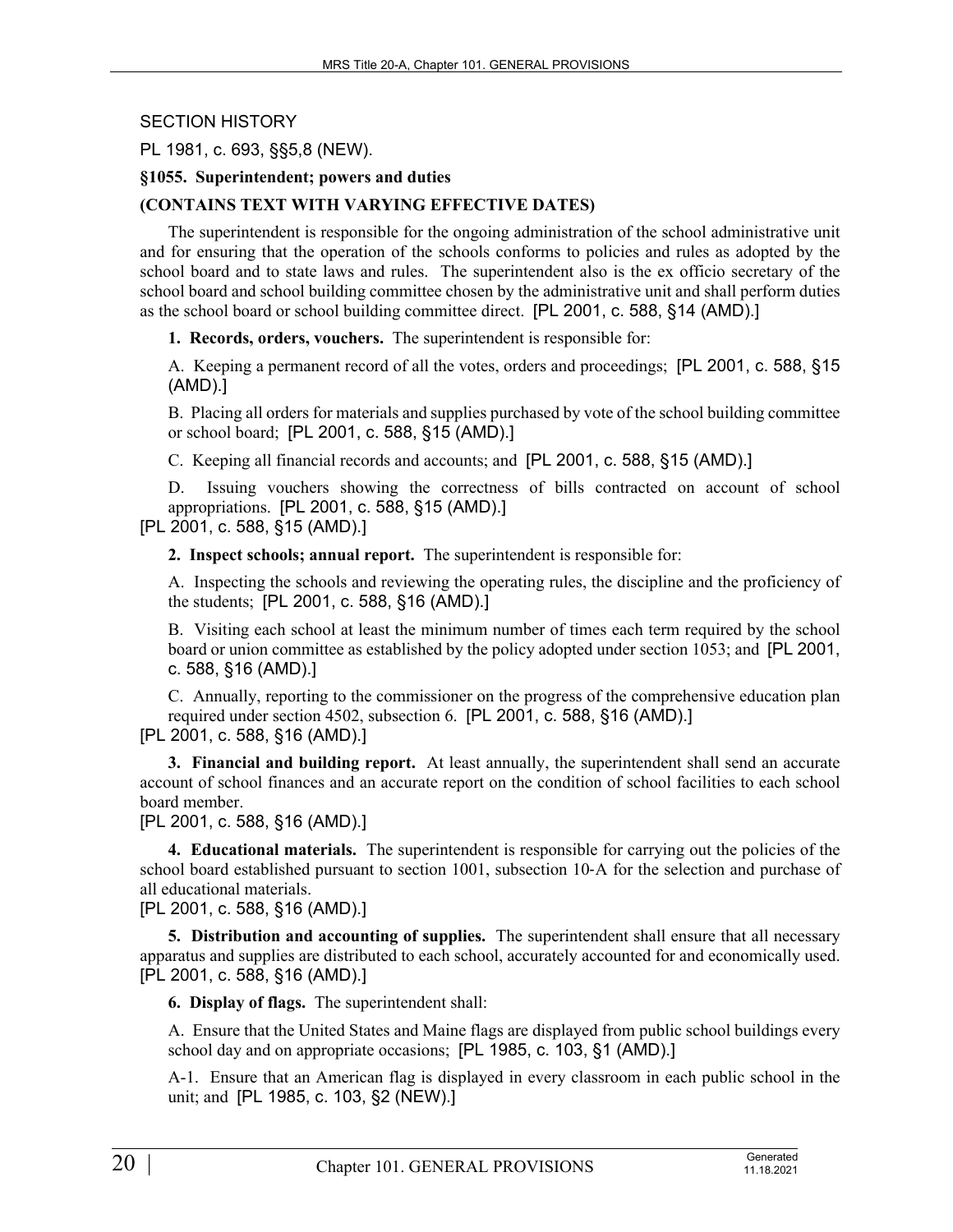SECTION HISTORY

PL 1981, c. 693, §§5,8 (NEW).

**§1055. Superintendent; powers and duties**

**(CONTAINS TEXT WITH VARYING EFFECTIVE DATES)**

The superintendent is responsible for the ongoing administration of the school administrative unit and for ensuring that the operation of the schools conforms to policies and rules as adopted by the school board and to state laws and rules. The superintendent also is the ex officio secretary of the school board and school building committee chosen by the administrative unit and shall perform duties as the school board or school building committee direct. [PL 2001, c. 588, §14 (AMD).]

**1. Records, orders, vouchers.** The superintendent is responsible for:

A. Keeping a permanent record of all the votes, orders and proceedings; [PL 2001, c. 588, §15 (AMD).]

B. Placing all orders for materials and supplies purchased by vote of the school building committee or school board; [PL 2001, c. 588, §15 (AMD).]

C. Keeping all financial records and accounts; and [PL 2001, c. 588, §15 (AMD).]

D. Issuing vouchers showing the correctness of bills contracted on account of school appropriations. [PL 2001, c. 588, §15 (AMD).]

[PL 2001, c. 588, §15 (AMD).]

**2. Inspect schools; annual report.** The superintendent is responsible for:

A. Inspecting the schools and reviewing the operating rules, the discipline and the proficiency of the students; [PL 2001, c. 588, §16 (AMD).]

B. Visiting each school at least the minimum number of times each term required by the school board or union committee as established by the policy adopted under section 1053; and [PL 2001, c. 588, §16 (AMD).]

C. Annually, reporting to the commissioner on the progress of the comprehensive education plan required under section 4502, subsection 6. [PL 2001, c. 588, §16 (AMD).]

[PL 2001, c. 588, §16 (AMD).]

**3. Financial and building report.** At least annually, the superintendent shall send an accurate account of school finances and an accurate report on the condition of school facilities to each school board member.

[PL 2001, c. 588, §16 (AMD).]

**4. Educational materials.** The superintendent is responsible for carrying out the policies of the school board established pursuant to section 1001, subsection 10-A for the selection and purchase of all educational materials.

[PL 2001, c. 588, §16 (AMD).]

**5. Distribution and accounting of supplies.** The superintendent shall ensure that all necessary apparatus and supplies are distributed to each school, accurately accounted for and economically used.

[PL 2001, c. 588, §16 (AMD).]

**6. Display of flags.** The superintendent shall:

A. Ensure that the United States and Maine flags are displayed from public school buildings every school day and on appropriate occasions; [PL 1985, c. 103, §1 (AMD).]

A-1. Ensure that an American flag is displayed in every classroom in each public school in the unit; and [PL 1985, c. 103, §2 (NEW).]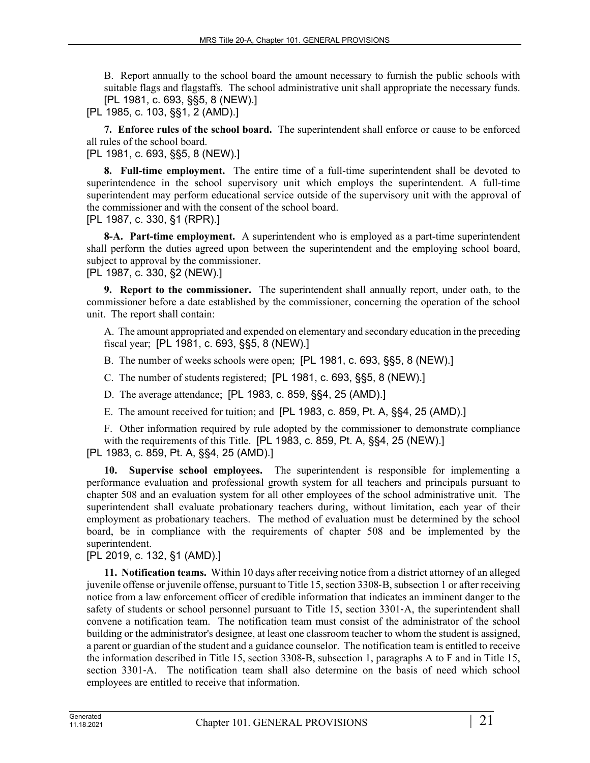B. Report annually to the school board the amount necessary to furnish the public schools with suitable flags and flagstaffs. The school administrative unit shall appropriate the necessary funds. [PL 1981, c. 693, §§5, 8 (NEW).]

[PL 1985, c. 103, §§1, 2 (AMD).]

**7. Enforce rules of the school board.** The superintendent shall enforce or cause to be enforced all rules of the school board.

[PL 1981, c. 693, §§5, 8 (NEW).]

**8. Full-time employment.** The entire time of a full-time superintendent shall be devoted to superintendence in the school supervisory unit which employs the superintendent. A full-time superintendent may perform educational service outside of the supervisory unit with the approval of the commissioner and with the consent of the school board.

[PL 1987, c. 330, §1 (RPR).]

**8-A. Part-time employment.** A superintendent who is employed as a part-time superintendent shall perform the duties agreed upon between the superintendent and the employing school board, subject to approval by the commissioner.

[PL 1987, c. 330, §2 (NEW).]

**9. Report to the commissioner.** The superintendent shall annually report, under oath, to the commissioner before a date established by the commissioner, concerning the operation of the school unit. The report shall contain:

A. The amount appropriated and expended on elementary and secondary education in the preceding fiscal year; [PL 1981, c. 693, §§5, 8 (NEW).]

B. The number of weeks schools were open; [PL 1981, c. 693, §§5, 8 (NEW).]

C. The number of students registered; [PL 1981, c. 693, §§5, 8 (NEW).]

D. The average attendance; [PL 1983, c. 859, §§4, 25 (AMD).]

E. The amount received for tuition; and [PL 1983, c. 859, Pt. A, §§4, 25 (AMD).]

F. Other information required by rule adopted by the commissioner to demonstrate compliance with the requirements of this Title. [PL 1983, c. 859, Pt. A, §§4, 25 (NEW).]

[PL 1983, c. 859, Pt. A, §§4, 25 (AMD).]

**10. Supervise school employees.** The superintendent is responsible for implementing a performance evaluation and professional growth system for all teachers and principals pursuant to chapter 508 and an evaluation system for all other employees of the school administrative unit. The superintendent shall evaluate probationary teachers during, without limitation, each year of their employment as probationary teachers. The method of evaluation must be determined by the school board, be in compliance with the requirements of chapter 508 and be implemented by the superintendent.

[PL 2019, c. 132, §1 (AMD).]

**11. Notification teams.** Within 10 days after receiving notice from a district attorney of an alleged juvenile offense or juvenile offense, pursuant to Title 15, section 3308-B, subsection 1 or after receiving notice from a law enforcement officer of credible information that indicates an imminent danger to the safety of students or school personnel pursuant to Title 15, section 3301-A, the superintendent shall convene a notification team. The notification team must consist of the administrator of the school building or the administrator's designee, at least one classroom teacher to whom the student is assigned, a parent or guardian of the student and a guidance counselor. The notification team is entitled to receive the information described in Title 15, section 3308-B, subsection 1, paragraphs A to F and in Title 15, section 3301-A. The notification team shall also determine on the basis of need which school employees are entitled to receive that information.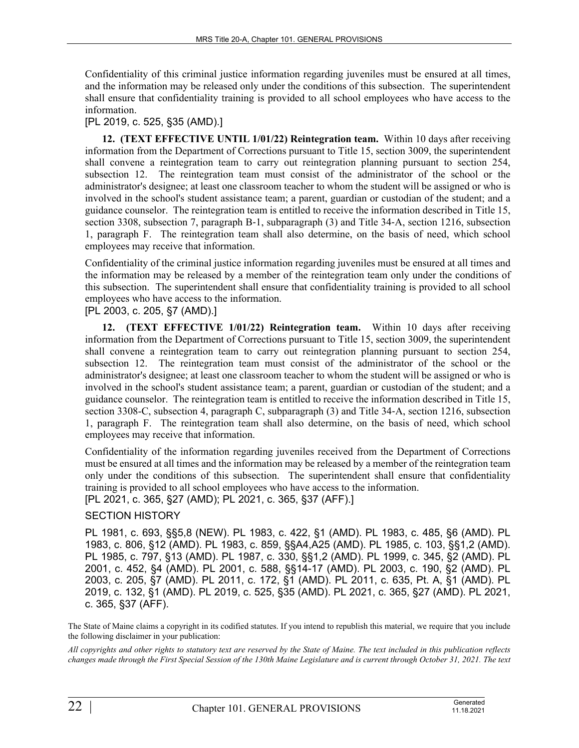Confidentiality of this criminal justice information regarding juveniles must be ensured at all times, and the information may be released only under the conditions of this subsection. The superintendent shall ensure that confidentiality training is provided to all school employees who have access to the information.

[PL 2019, c. 525, §35 (AMD).]

**12. (TEXT EFFECTIVE UNTIL 1/01/22) Reintegration team.** Within 10 days after receiving information from the Department of Corrections pursuant to Title 15, section 3009, the superintendent shall convene a reintegration team to carry out reintegration planning pursuant to section 254, subsection 12. The reintegration team must consist of the administrator of the school or the administrator's designee; at least one classroom teacher to whom the student will be assigned or who is involved in the school's student assistance team; a parent, guardian or custodian of the student; and a guidance counselor. The reintegration team is entitled to receive the information described in Title 15, section 3308, subsection 7, paragraph B-1, subparagraph (3) and Title 34-A, section 1216, subsection 1, paragraph F. The reintegration team shall also determine, on the basis of need, which school employees may receive that information.

Confidentiality of the criminal justice information regarding juveniles must be ensured at all times and the information may be released by a member of the reintegration team only under the conditions of this subsection. The superintendent shall ensure that confidentiality training is provided to all school employees who have access to the information.

[PL 2003, c. 205, §7 (AMD).]

**12. (TEXT EFFECTIVE 1/01/22) Reintegration team.** Within 10 days after receiving information from the Department of Corrections pursuant to Title 15, section 3009, the superintendent shall convene a reintegration team to carry out reintegration planning pursuant to section 254, subsection 12. The reintegration team must consist of the administrator of the school or the administrator's designee; at least one classroom teacher to whom the student will be assigned or who is involved in the school's student assistance team; a parent, guardian or custodian of the student; and a guidance counselor. The reintegration team is entitled to receive the information described in Title 15, section 3308-C, subsection 4, paragraph C, subparagraph (3) and Title 34-A, section 1216, subsection 1, paragraph F. The reintegration team shall also determine, on the basis of need, which school employees may receive that information.

Confidentiality of the information regarding juveniles received from the Department of Corrections must be ensured at all times and the information may be released by a member of the reintegration team only under the conditions of this subsection. The superintendent shall ensure that confidentiality training is provided to all school employees who have access to the information.

[PL 2021, c. 365, §27 (AMD); PL 2021, c. 365, §37 (AFF).]

SECTION HISTORY

PL 1981, c. 693, §§5,8 (NEW). PL 1983, c. 422, §1 (AMD). PL 1983, c. 485, §6 (AMD). PL 1983, c. 806, §12 (AMD). PL 1983, c. 859, §§A4,A25 (AMD). PL 1985, c. 103, §§1,2 (AMD). PL 1985, c. 797, §13 (AMD). PL 1987, c. 330, §§1,2 (AMD). PL 1999, c. 345, §2 (AMD). PL 2001, c. 452, §4 (AMD). PL 2001, c. 588, §§14-17 (AMD). PL 2003, c. 190, §2 (AMD). PL 2003, c. 205, §7 (AMD). PL 2011, c. 172, §1 (AMD). PL 2011, c. 635, Pt. A, §1 (AMD). PL 2019, c. 132, §1 (AMD). PL 2019, c. 525, §35 (AMD). PL 2021, c. 365, §27 (AMD). PL 2021, c. 365, §37 (AFF).

The State of Maine claims a copyright in its codified statutes. If you intend to republish this material, we require that you include the following disclaimer in your publication:

*All copyrights and other rights to statutory text are reserved by the State of Maine. The text included in this publication reflects changes made through the First Special Session of the 130th Maine Legislature and is current through October 31, 2021. The text*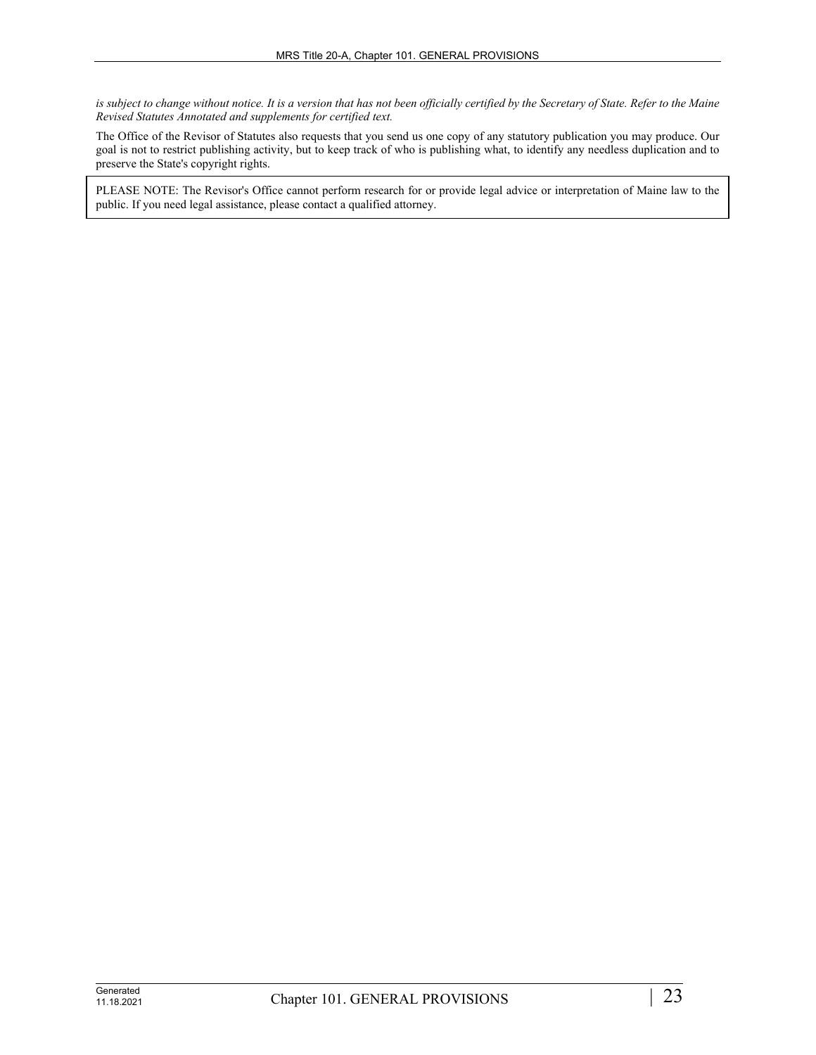*is subject to change without notice. It is a version that has not been officially certified by the Secretary of State. Refer to the Maine Revised Statutes Annotated and supplements for certified text.*

The Office of the Revisor of Statutes also requests that you send us one copy of any statutory publication you may produce. Our goal is not to restrict publishing activity, but to keep track of who is publishing what, to identify any needless duplication and to preserve the State's copyright rights.

PLEASE NOTE: The Revisor's Office cannot perform research for or provide legal advice or interpretation of Maine law to the public. If you need legal assistance, please contact a qualified attorney.